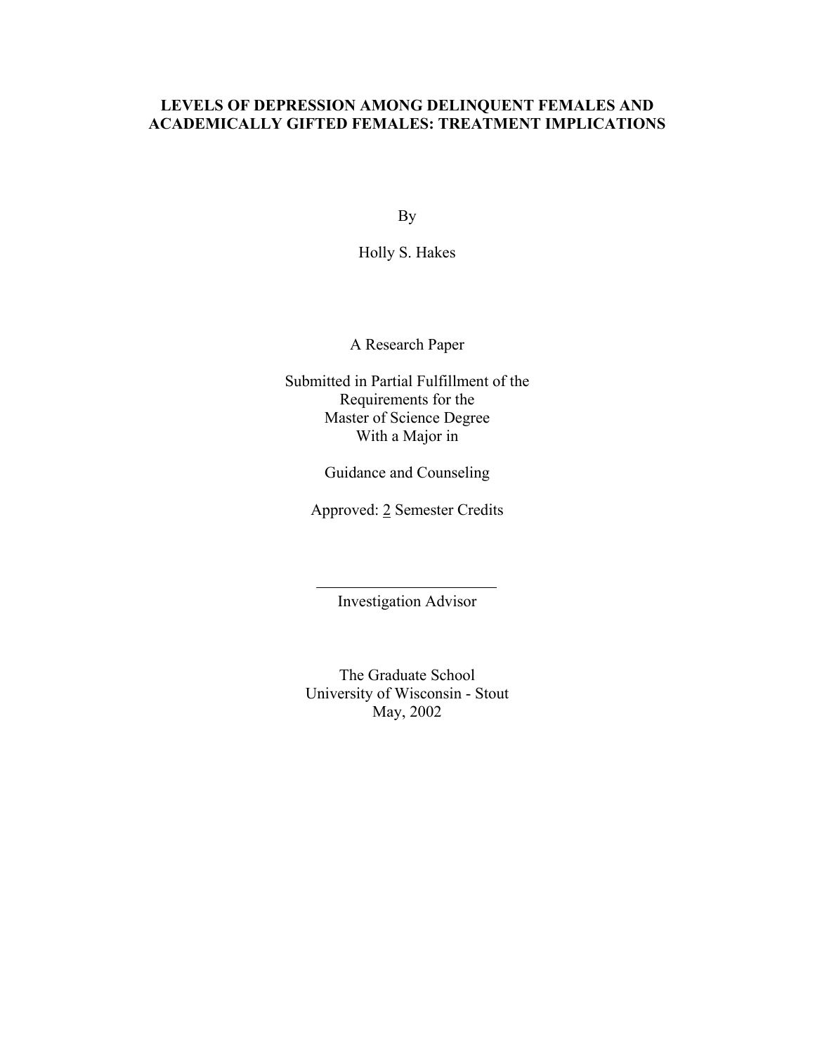# LEVELS OF DEPRESSION AMONG DELINQUENT FEMALES AND ACADEMICALLY GIFTED FEMALES: TREATMENT IMPLICATIONS

By

Holly S. Hakes

A Research Paper

Submitted in Partial Fulfillment of the
Requirements for the
Master of Science Degree
With a Major in

Guidance and Counseling

Approved: 2 Semester Credits

______________________
Investigation Advisor

The Graduate School
University of Wisconsin - Stout
May, 2002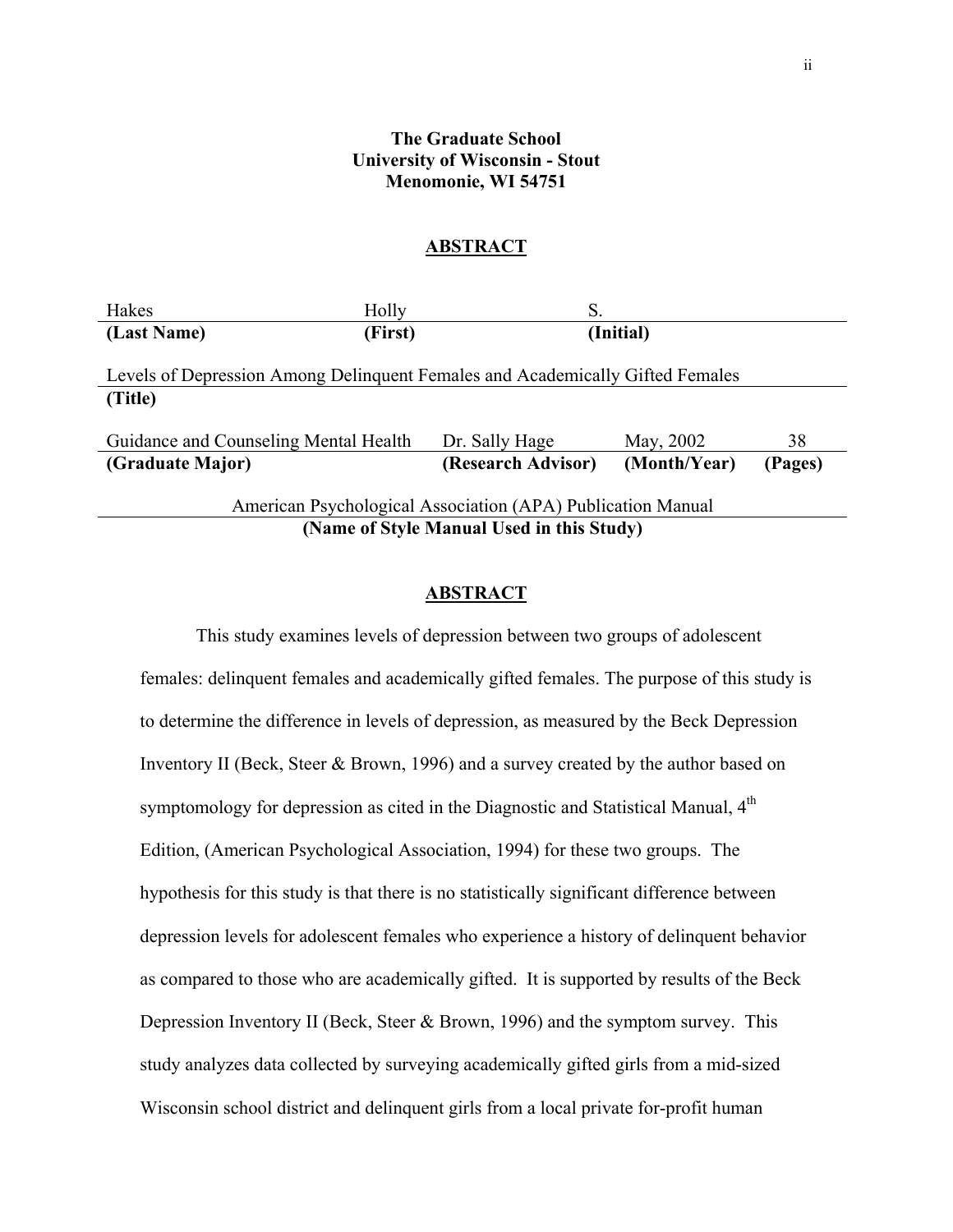**The Graduate School**
**University of Wisconsin - Stout**
**Menomonie, WI 54751**

## ABSTRACT

| Hakes | Holly | S. | |
|---|---|---|---|
| **(Last Name)** | **(First)** | **(Initial)** | |

Levels of Depression Among Delinquent Females and Academically Gifted Females
**(Title)**

| Guidance and Counseling Mental Health | Dr. Sally Hage | May, 2002 | 38 |
|---|---|---|---|
| **(Graduate Major)** | **(Research Advisor)** | **(Month/Year)** | **(Pages)** |

American Psychological Association (APA) Publication Manual
**(Name of Style Manual Used in this Study)**

## ABSTRACT

This study examines levels of depression between two groups of adolescent females: delinquent females and academically gifted females. The purpose of this study is to determine the difference in levels of depression, as measured by the Beck Depression Inventory II (Beck, Steer & Brown, 1996) and a survey created by the author based on symptomology for depression as cited in the Diagnostic and Statistical Manual, 4th Edition, (American Psychological Association, 1994) for these two groups. The hypothesis for this study is that there is no statistically significant difference between depression levels for adolescent females who experience a history of delinquent behavior as compared to those who are academically gifted. It is supported by results of the Beck Depression Inventory II (Beck, Steer & Brown, 1996) and the symptom survey. This study analyzes data collected by surveying academically gifted girls from a mid-sized Wisconsin school district and delinquent girls from a local private for-profit human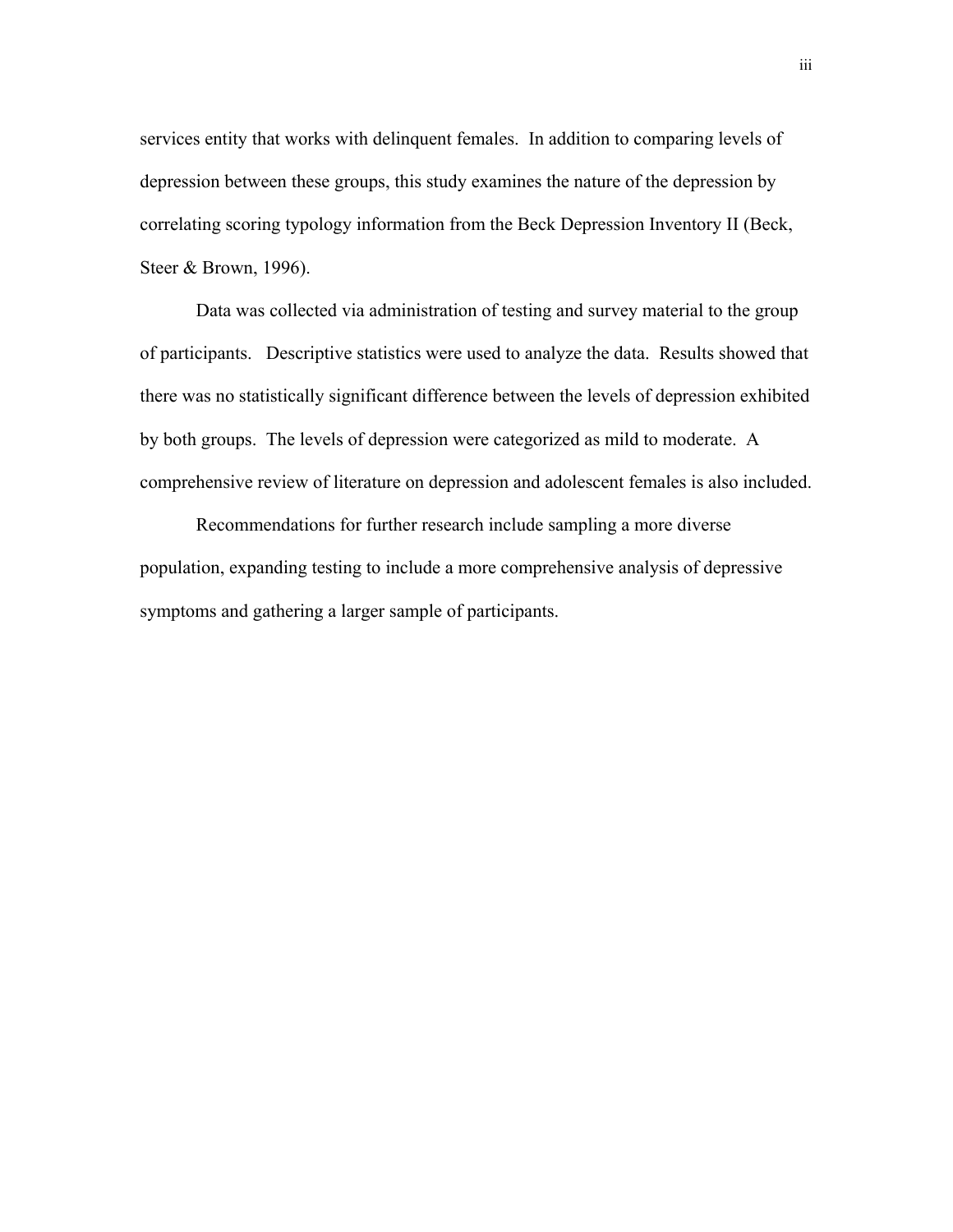services entity that works with delinquent females. In addition to comparing levels of depression between these groups, this study examines the nature of the depression by correlating scoring typology information from the Beck Depression Inventory II (Beck, Steer & Brown, 1996).

Data was collected via administration of testing and survey material to the group of participants. Descriptive statistics were used to analyze the data. Results showed that there was no statistically significant difference between the levels of depression exhibited by both groups. The levels of depression were categorized as mild to moderate. A comprehensive review of literature on depression and adolescent females is also included.

Recommendations for further research include sampling a more diverse population, expanding testing to include a more comprehensive analysis of depressive symptoms and gathering a larger sample of participants.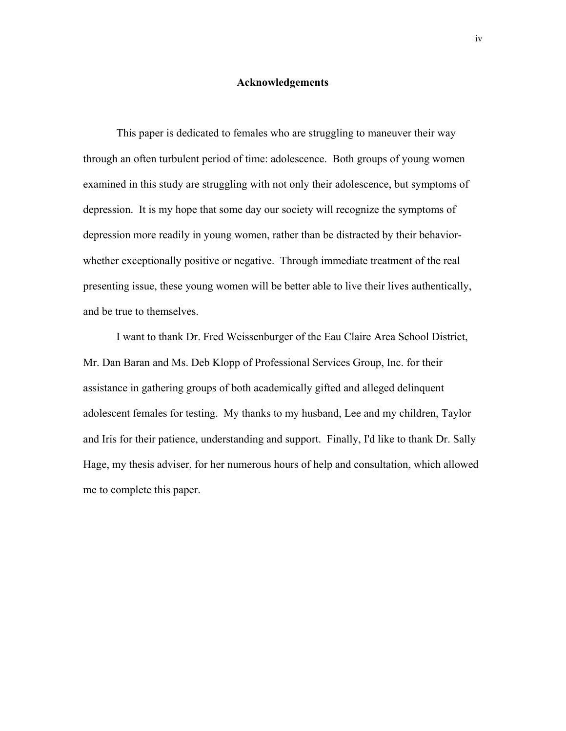# Acknowledgements

This paper is dedicated to females who are struggling to maneuver their way through an often turbulent period of time: adolescence. Both groups of young women examined in this study are struggling with not only their adolescence, but symptoms of depression. It is my hope that some day our society will recognize the symptoms of depression more readily in young women, rather than be distracted by their behavior- whether exceptionally positive or negative. Through immediate treatment of the real presenting issue, these young women will be better able to live their lives authentically, and be true to themselves.

I want to thank Dr. Fred Weissenburger of the Eau Claire Area School District, Mr. Dan Baran and Ms. Deb Klopp of Professional Services Group, Inc. for their assistance in gathering groups of both academically gifted and alleged delinquent adolescent females for testing. My thanks to my husband, Lee and my children, Taylor and Iris for their patience, understanding and support. Finally, I'd like to thank Dr. Sally Hage, my thesis adviser, for her numerous hours of help and consultation, which allowed me to complete this paper.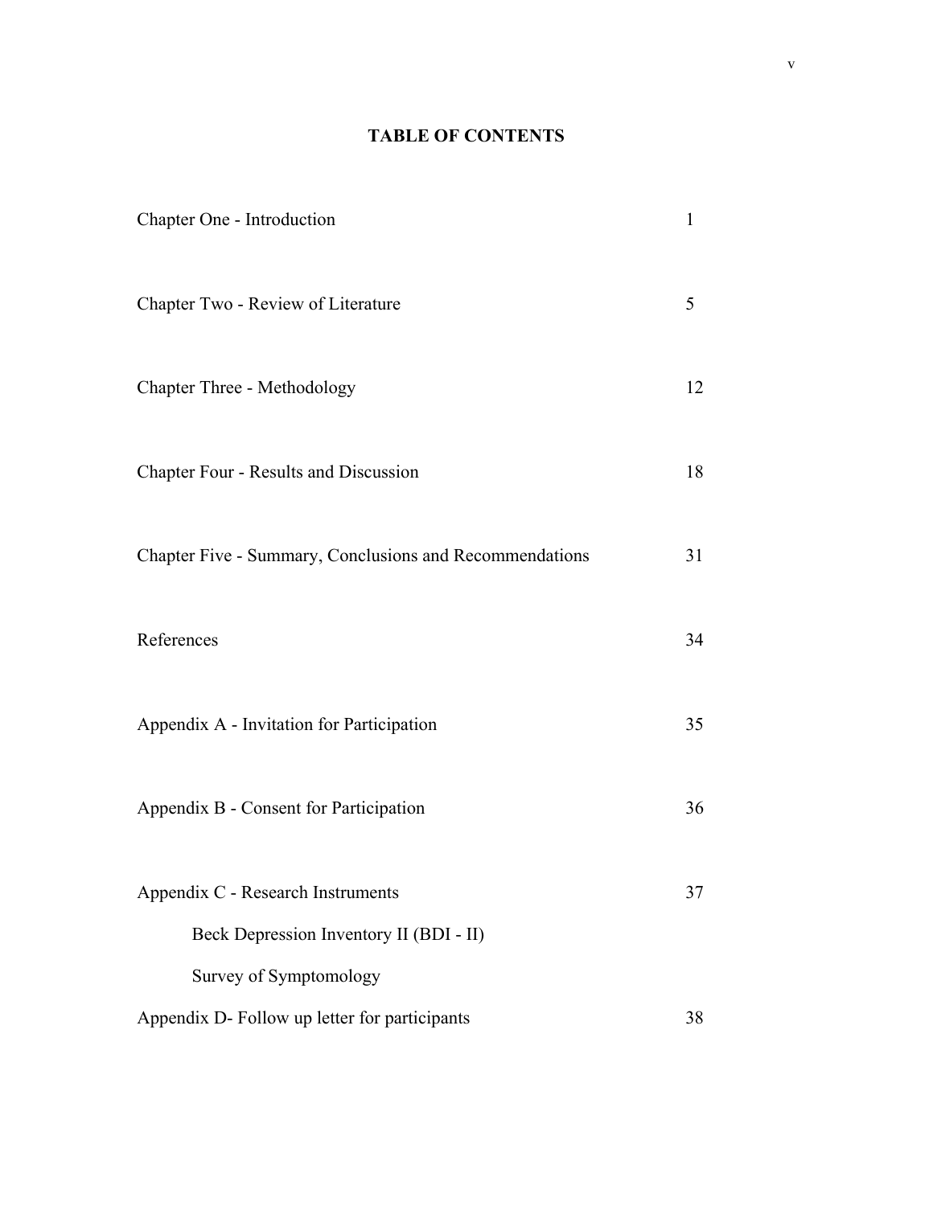# TABLE OF CONTENTS

| | |
|---|---|
| Chapter One - Introduction | 1 |
| Chapter Two - Review of Literature | 5 |
| Chapter Three - Methodology | 12 |
| Chapter Four - Results and Discussion | 18 |
| Chapter Five - Summary, Conclusions and Recommendations | 31 |
| References | 34 |
| Appendix A - Invitation for Participation | 35 |
| Appendix B - Consent for Participation | 36 |
| Appendix C - Research Instruments | 37 |
| Beck Depression Inventory II (BDI - II) | |
| Survey of Symptomology | |
| Appendix D- Follow up letter for participants | 38 |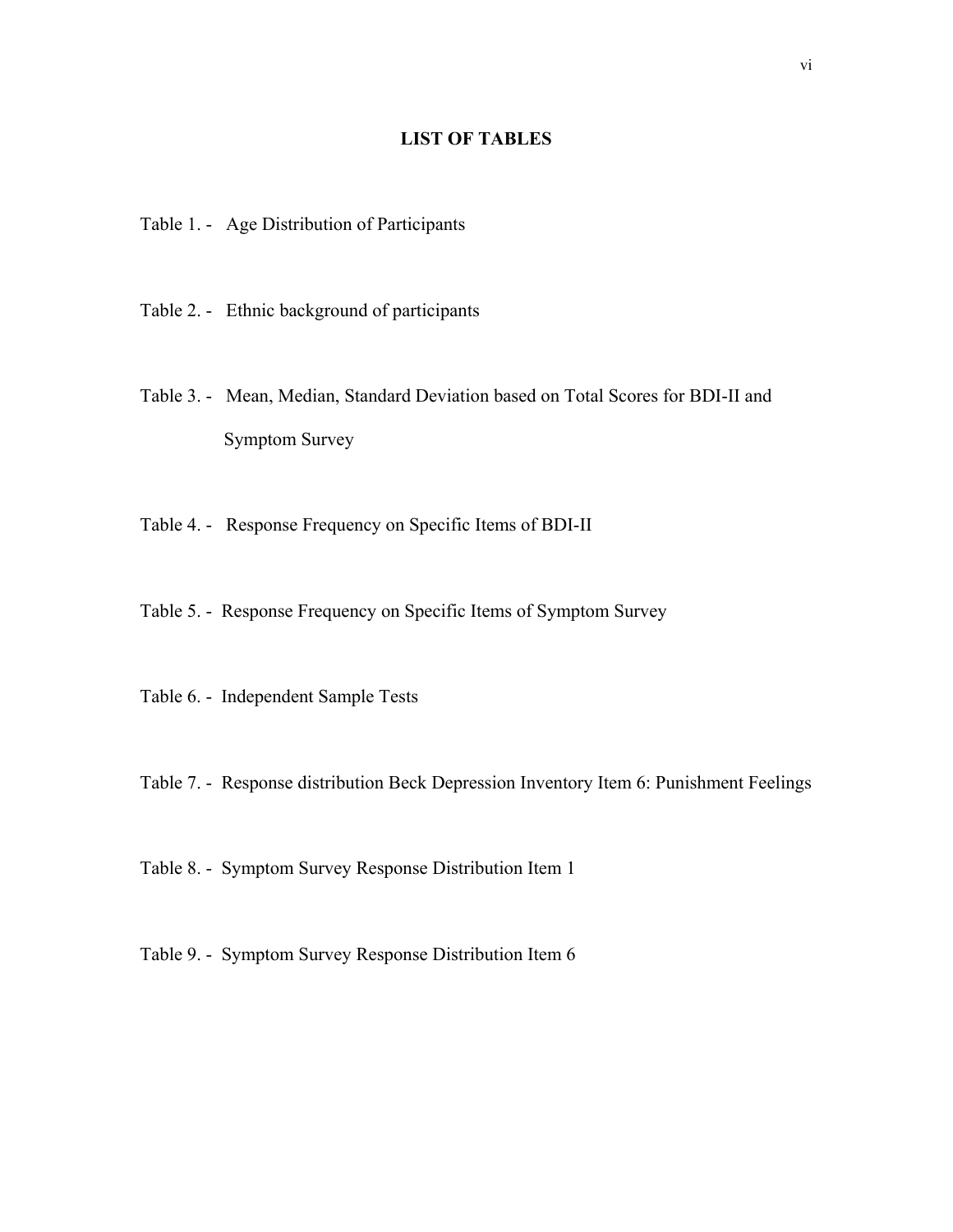# LIST OF TABLES

Table 1. - Age Distribution of Participants

Table 2. - Ethnic background of participants

Table 3. - Mean, Median, Standard Deviation based on Total Scores for BDI-II and Symptom Survey

Table 4. - Response Frequency on Specific Items of BDI-II

Table 5. - Response Frequency on Specific Items of Symptom Survey

Table 6. - Independent Sample Tests

Table 7. - Response distribution Beck Depression Inventory Item 6: Punishment Feelings

Table 8. - Symptom Survey Response Distribution Item 1

Table 9. - Symptom Survey Response Distribution Item 6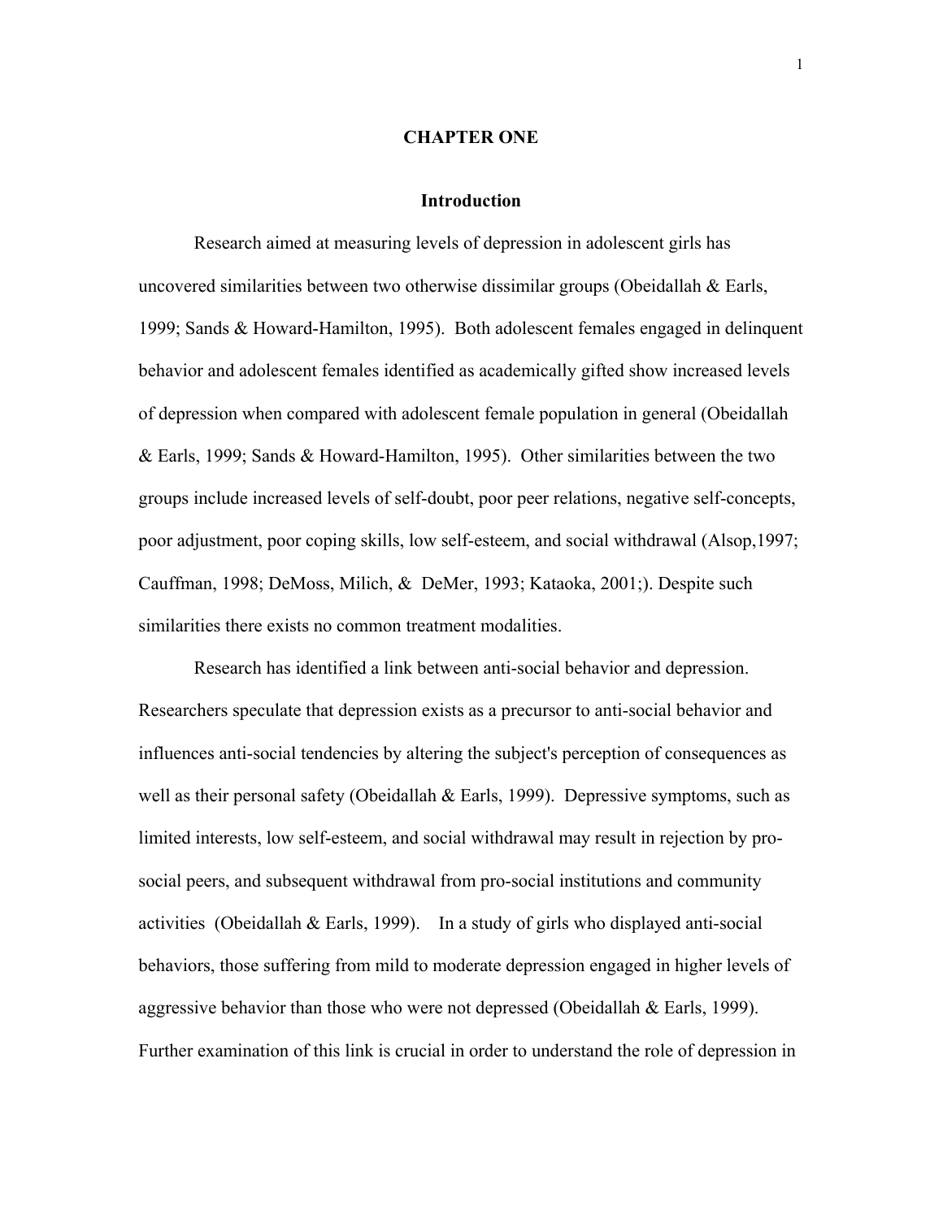# CHAPTER ONE

## Introduction

Research aimed at measuring levels of depression in adolescent girls has uncovered similarities between two otherwise dissimilar groups (Obeidallah & Earls, 1999; Sands & Howard-Hamilton, 1995). Both adolescent females engaged in delinquent behavior and adolescent females identified as academically gifted show increased levels of depression when compared with adolescent female population in general (Obeidallah & Earls, 1999; Sands & Howard-Hamilton, 1995). Other similarities between the two groups include increased levels of self-doubt, poor peer relations, negative self-concepts, poor adjustment, poor coping skills, low self-esteem, and social withdrawal (Alsop,1997; Cauffman, 1998; DeMoss, Milich, & DeMer, 1993; Kataoka, 2001;). Despite such similarities there exists no common treatment modalities.

Research has identified a link between anti-social behavior and depression. Researchers speculate that depression exists as a precursor to anti-social behavior and influences anti-social tendencies by altering the subject's perception of consequences as well as their personal safety (Obeidallah & Earls, 1999). Depressive symptoms, such as limited interests, low self-esteem, and social withdrawal may result in rejection by pro-social peers, and subsequent withdrawal from pro-social institutions and community activities (Obeidallah & Earls, 1999). In a study of girls who displayed anti-social behaviors, those suffering from mild to moderate depression engaged in higher levels of aggressive behavior than those who were not depressed (Obeidallah & Earls, 1999). Further examination of this link is crucial in order to understand the role of depression in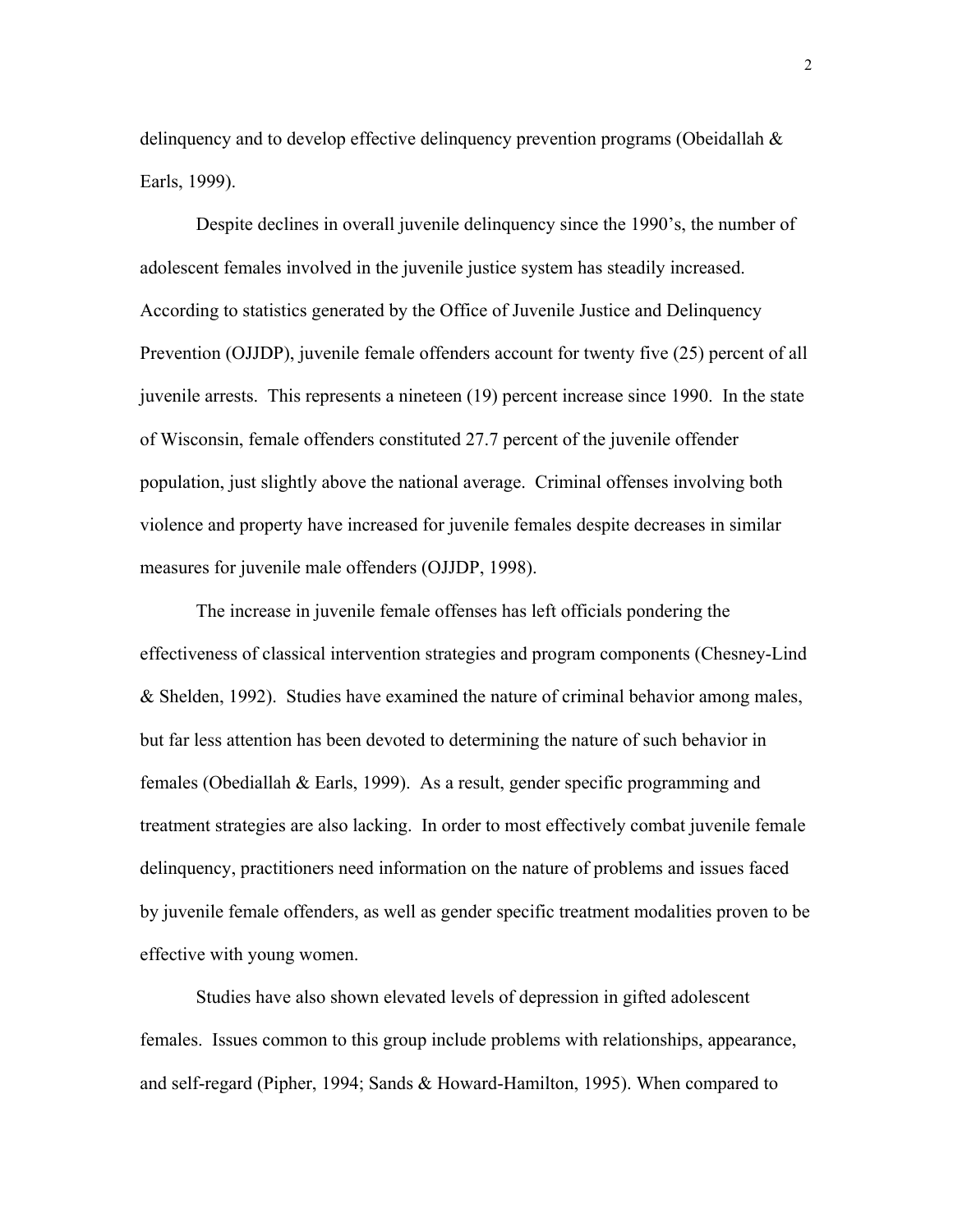delinquency and to develop effective delinquency prevention programs (Obeidallah & Earls, 1999).

Despite declines in overall juvenile delinquency since the 1990's, the number of adolescent females involved in the juvenile justice system has steadily increased. According to statistics generated by the Office of Juvenile Justice and Delinquency Prevention (OJJDP), juvenile female offenders account for twenty five (25) percent of all juvenile arrests. This represents a nineteen (19) percent increase since 1990. In the state of Wisconsin, female offenders constituted 27.7 percent of the juvenile offender population, just slightly above the national average. Criminal offenses involving both violence and property have increased for juvenile females despite decreases in similar measures for juvenile male offenders (OJJDP, 1998).

The increase in juvenile female offenses has left officials pondering the effectiveness of classical intervention strategies and program components (Chesney-Lind & Shelden, 1992). Studies have examined the nature of criminal behavior among males, but far less attention has been devoted to determining the nature of such behavior in females (Obediallah & Earls, 1999). As a result, gender specific programming and treatment strategies are also lacking. In order to most effectively combat juvenile female delinquency, practitioners need information on the nature of problems and issues faced by juvenile female offenders, as well as gender specific treatment modalities proven to be effective with young women.

Studies have also shown elevated levels of depression in gifted adolescent females. Issues common to this group include problems with relationships, appearance, and self-regard (Pipher, 1994; Sands & Howard-Hamilton, 1995). When compared to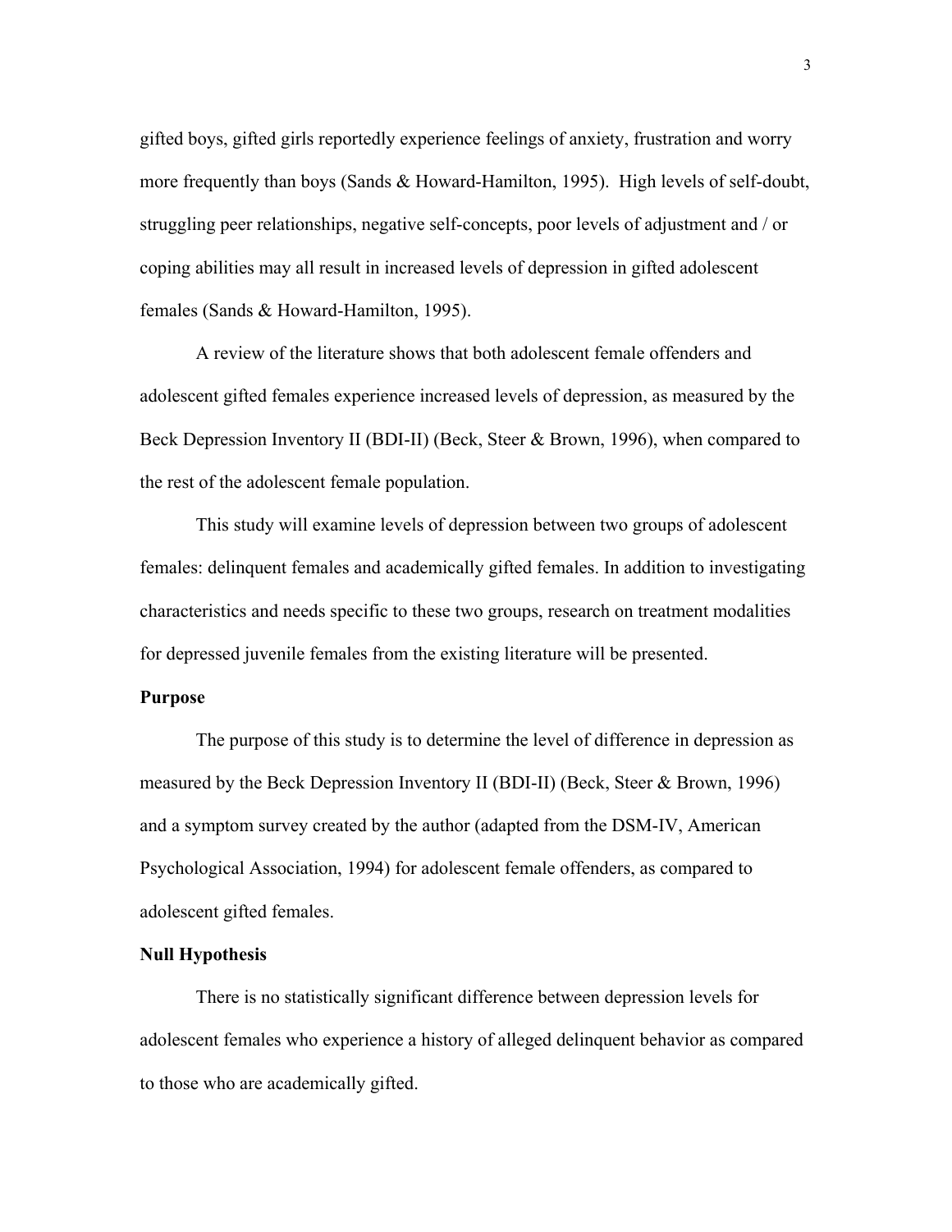gifted boys, gifted girls reportedly experience feelings of anxiety, frustration and worry more frequently than boys (Sands & Howard-Hamilton, 1995). High levels of self-doubt, struggling peer relationships, negative self-concepts, poor levels of adjustment and / or coping abilities may all result in increased levels of depression in gifted adolescent females (Sands & Howard-Hamilton, 1995).

A review of the literature shows that both adolescent female offenders and adolescent gifted females experience increased levels of depression, as measured by the Beck Depression Inventory II (BDI-II) (Beck, Steer & Brown, 1996), when compared to the rest of the adolescent female population.

This study will examine levels of depression between two groups of adolescent females: delinquent females and academically gifted females. In addition to investigating characteristics and needs specific to these two groups, research on treatment modalities for depressed juvenile females from the existing literature will be presented.

**Purpose**

The purpose of this study is to determine the level of difference in depression as measured by the Beck Depression Inventory II (BDI-II) (Beck, Steer & Brown, 1996) and a symptom survey created by the author (adapted from the DSM-IV, American Psychological Association, 1994) for adolescent female offenders, as compared to adolescent gifted females.

**Null Hypothesis**

There is no statistically significant difference between depression levels for adolescent females who experience a history of alleged delinquent behavior as compared to those who are academically gifted.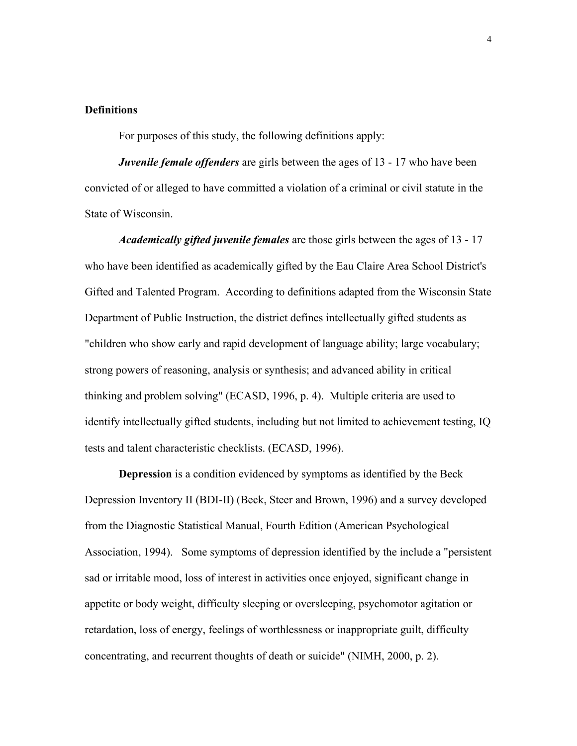**Definitions**

For purposes of this study, the following definitions apply:

***Juvenile female offenders*** are girls between the ages of 13 - 17 who have been convicted of or alleged to have committed a violation of a criminal or civil statute in the State of Wisconsin.

***Academically gifted juvenile females*** are those girls between the ages of 13 - 17 who have been identified as academically gifted by the Eau Claire Area School District's Gifted and Talented Program. According to definitions adapted from the Wisconsin State Department of Public Instruction, the district defines intellectually gifted students as "children who show early and rapid development of language ability; large vocabulary; strong powers of reasoning, analysis or synthesis; and advanced ability in critical thinking and problem solving" (ECASD, 1996, p. 4). Multiple criteria are used to identify intellectually gifted students, including but not limited to achievement testing, IQ tests and talent characteristic checklists. (ECASD, 1996).

**Depression** is a condition evidenced by symptoms as identified by the Beck Depression Inventory II (BDI-II) (Beck, Steer and Brown, 1996) and a survey developed from the Diagnostic Statistical Manual, Fourth Edition (American Psychological Association, 1994). Some symptoms of depression identified by the include a "persistent sad or irritable mood, loss of interest in activities once enjoyed, significant change in appetite or body weight, difficulty sleeping or oversleeping, psychomotor agitation or retardation, loss of energy, feelings of worthlessness or inappropriate guilt, difficulty concentrating, and recurrent thoughts of death or suicide" (NIMH, 2000, p. 2).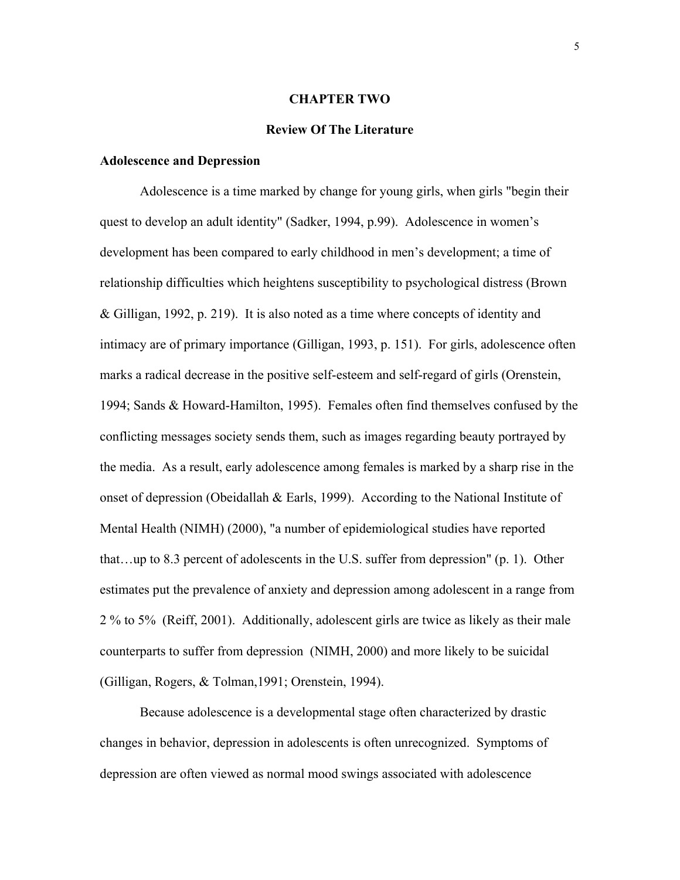# CHAPTER TWO

## Review Of The Literature

### Adolescence and Depression

Adolescence is a time marked by change for young girls, when girls "begin their quest to develop an adult identity" (Sadker, 1994, p.99). Adolescence in women's development has been compared to early childhood in men's development; a time of relationship difficulties which heightens susceptibility to psychological distress (Brown & Gilligan, 1992, p. 219). It is also noted as a time where concepts of identity and intimacy are of primary importance (Gilligan, 1993, p. 151). For girls, adolescence often marks a radical decrease in the positive self-esteem and self-regard of girls (Orenstein, 1994; Sands & Howard-Hamilton, 1995). Females often find themselves confused by the conflicting messages society sends them, such as images regarding beauty portrayed by the media. As a result, early adolescence among females is marked by a sharp rise in the onset of depression (Obeidallah & Earls, 1999). According to the National Institute of Mental Health (NIMH) (2000), "a number of epidemiological studies have reported that…up to 8.3 percent of adolescents in the U.S. suffer from depression" (p. 1). Other estimates put the prevalence of anxiety and depression among adolescent in a range from 2 % to 5% (Reiff, 2001). Additionally, adolescent girls are twice as likely as their male counterparts to suffer from depression (NIMH, 2000) and more likely to be suicidal (Gilligan, Rogers, & Tolman,1991; Orenstein, 1994).

Because adolescence is a developmental stage often characterized by drastic changes in behavior, depression in adolescents is often unrecognized. Symptoms of depression are often viewed as normal mood swings associated with adolescence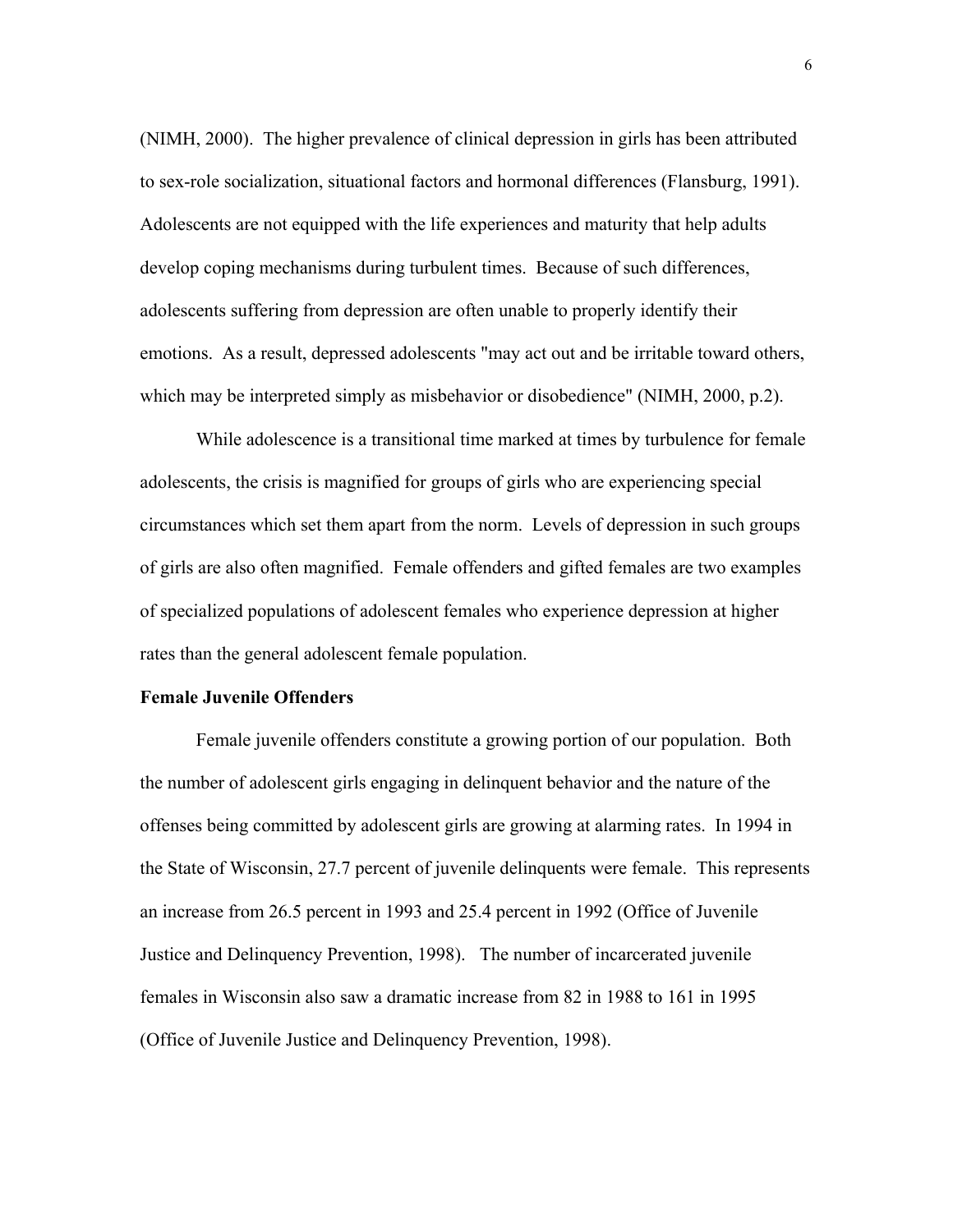(NIMH, 2000). The higher prevalence of clinical depression in girls has been attributed to sex-role socialization, situational factors and hormonal differences (Flansburg, 1991). Adolescents are not equipped with the life experiences and maturity that help adults develop coping mechanisms during turbulent times. Because of such differences, adolescents suffering from depression are often unable to properly identify their emotions. As a result, depressed adolescents "may act out and be irritable toward others, which may be interpreted simply as misbehavior or disobedience" (NIMH, 2000, p.2).

While adolescence is a transitional time marked at times by turbulence for female adolescents, the crisis is magnified for groups of girls who are experiencing special circumstances which set them apart from the norm. Levels of depression in such groups of girls are also often magnified. Female offenders and gifted females are two examples of specialized populations of adolescent females who experience depression at higher rates than the general adolescent female population.

**Female Juvenile Offenders**

Female juvenile offenders constitute a growing portion of our population. Both the number of adolescent girls engaging in delinquent behavior and the nature of the offenses being committed by adolescent girls are growing at alarming rates. In 1994 in the State of Wisconsin, 27.7 percent of juvenile delinquents were female. This represents an increase from 26.5 percent in 1993 and 25.4 percent in 1992 (Office of Juvenile Justice and Delinquency Prevention, 1998). The number of incarcerated juvenile females in Wisconsin also saw a dramatic increase from 82 in 1988 to 161 in 1995 (Office of Juvenile Justice and Delinquency Prevention, 1998).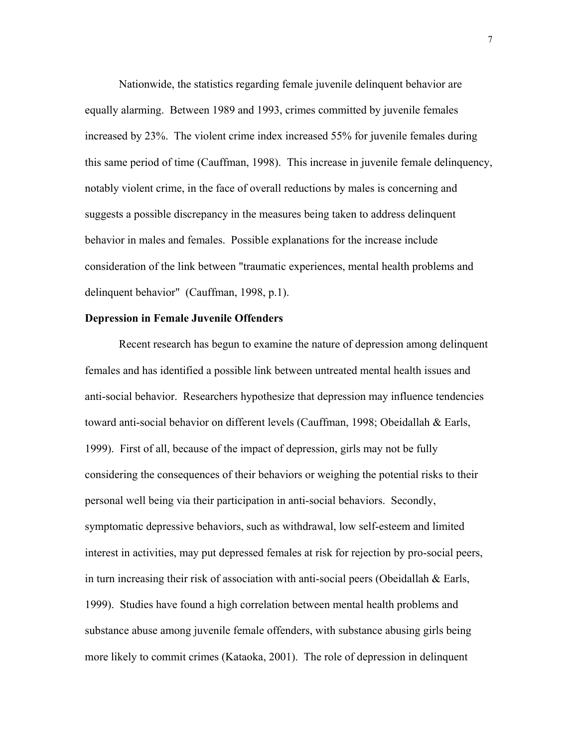Nationwide, the statistics regarding female juvenile delinquent behavior are equally alarming. Between 1989 and 1993, crimes committed by juvenile females increased by 23%. The violent crime index increased 55% for juvenile females during this same period of time (Cauffman, 1998). This increase in juvenile female delinquency, notably violent crime, in the face of overall reductions by males is concerning and suggests a possible discrepancy in the measures being taken to address delinquent behavior in males and females. Possible explanations for the increase include consideration of the link between "traumatic experiences, mental health problems and delinquent behavior" (Cauffman, 1998, p.1).

**Depression in Female Juvenile Offenders**

Recent research has begun to examine the nature of depression among delinquent females and has identified a possible link between untreated mental health issues and anti-social behavior. Researchers hypothesize that depression may influence tendencies toward anti-social behavior on different levels (Cauffman, 1998; Obeidallah & Earls, 1999). First of all, because of the impact of depression, girls may not be fully considering the consequences of their behaviors or weighing the potential risks to their personal well being via their participation in anti-social behaviors. Secondly, symptomatic depressive behaviors, such as withdrawal, low self-esteem and limited interest in activities, may put depressed females at risk for rejection by pro-social peers, in turn increasing their risk of association with anti-social peers (Obeidallah & Earls, 1999). Studies have found a high correlation between mental health problems and substance abuse among juvenile female offenders, with substance abusing girls being more likely to commit crimes (Kataoka, 2001). The role of depression in delinquent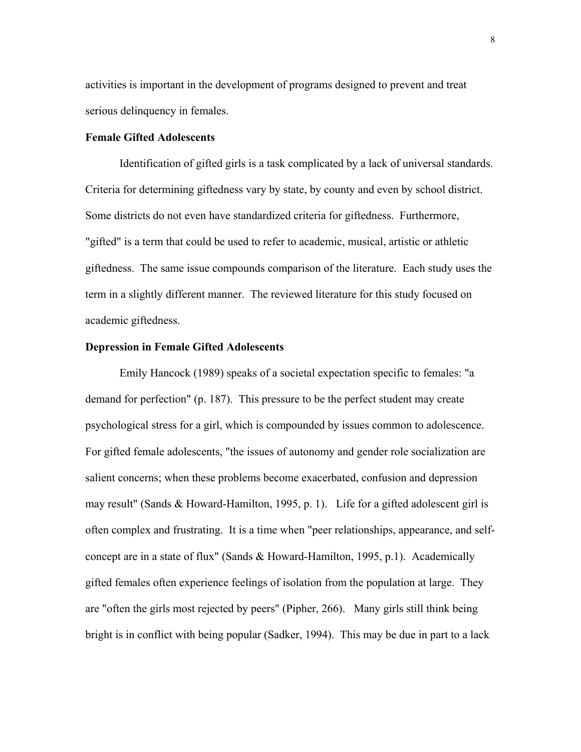activities is important in the development of programs designed to prevent and treat serious delinquency in females.

**Female Gifted Adolescents**

Identification of gifted girls is a task complicated by a lack of universal standards. Criteria for determining giftedness vary by state, by county and even by school district. Some districts do not even have standardized criteria for giftedness. Furthermore, "gifted" is a term that could be used to refer to academic, musical, artistic or athletic giftedness. The same issue compounds comparison of the literature. Each study uses the term in a slightly different manner. The reviewed literature for this study focused on academic giftedness.

**Depression in Female Gifted Adolescents**

Emily Hancock (1989) speaks of a societal expectation specific to females: "a demand for perfection" (p. 187). This pressure to be the perfect student may create psychological stress for a girl, which is compounded by issues common to adolescence. For gifted female adolescents, "the issues of autonomy and gender role socialization are salient concerns; when these problems become exacerbated, confusion and depression may result" (Sands & Howard-Hamilton, 1995, p. 1). Life for a gifted adolescent girl is often complex and frustrating. It is a time when "peer relationships, appearance, and self-concept are in a state of flux" (Sands & Howard-Hamilton, 1995, p.1). Academically gifted females often experience feelings of isolation from the population at large. They are "often the girls most rejected by peers" (Pipher, 266). Many girls still think being bright is in conflict with being popular (Sadker, 1994). This may be due in part to a lack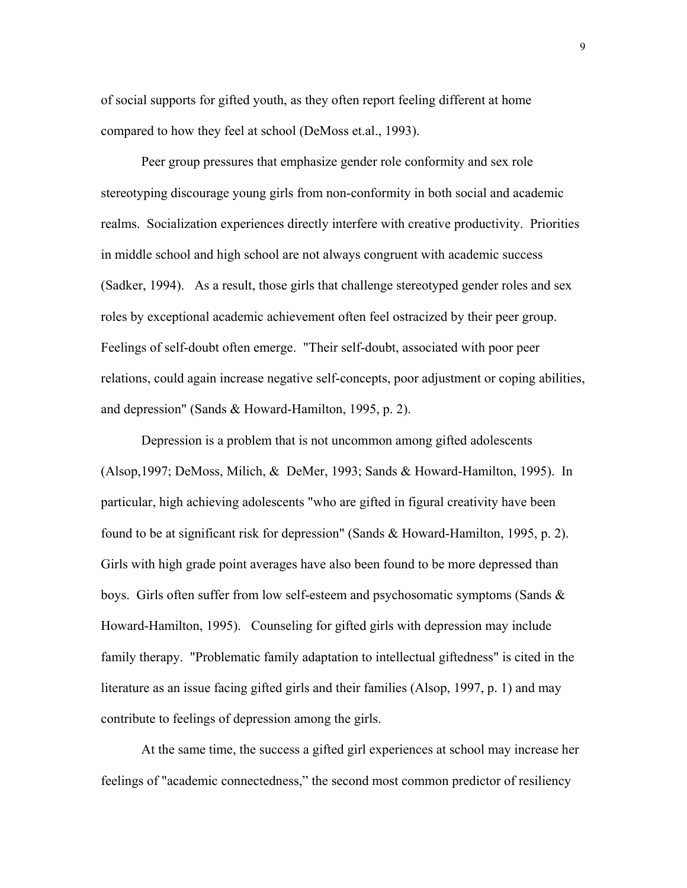of social supports for gifted youth, as they often report feeling different at home compared to how they feel at school (DeMoss et.al., 1993).

Peer group pressures that emphasize gender role conformity and sex role stereotyping discourage young girls from non-conformity in both social and academic realms. Socialization experiences directly interfere with creative productivity. Priorities in middle school and high school are not always congruent with academic success (Sadker, 1994). As a result, those girls that challenge stereotyped gender roles and sex roles by exceptional academic achievement often feel ostracized by their peer group. Feelings of self-doubt often emerge. "Their self-doubt, associated with poor peer relations, could again increase negative self-concepts, poor adjustment or coping abilities, and depression" (Sands & Howard-Hamilton, 1995, p. 2).

Depression is a problem that is not uncommon among gifted adolescents (Alsop,1997; DeMoss, Milich, & DeMer, 1993; Sands & Howard-Hamilton, 1995). In particular, high achieving adolescents "who are gifted in figural creativity have been found to be at significant risk for depression" (Sands & Howard-Hamilton, 1995, p. 2). Girls with high grade point averages have also been found to be more depressed than boys. Girls often suffer from low self-esteem and psychosomatic symptoms (Sands & Howard-Hamilton, 1995). Counseling for gifted girls with depression may include family therapy. "Problematic family adaptation to intellectual giftedness" is cited in the literature as an issue facing gifted girls and their families (Alsop, 1997, p. 1) and may contribute to feelings of depression among the girls.

At the same time, the success a gifted girl experiences at school may increase her feelings of "academic connectedness," the second most common predictor of resiliency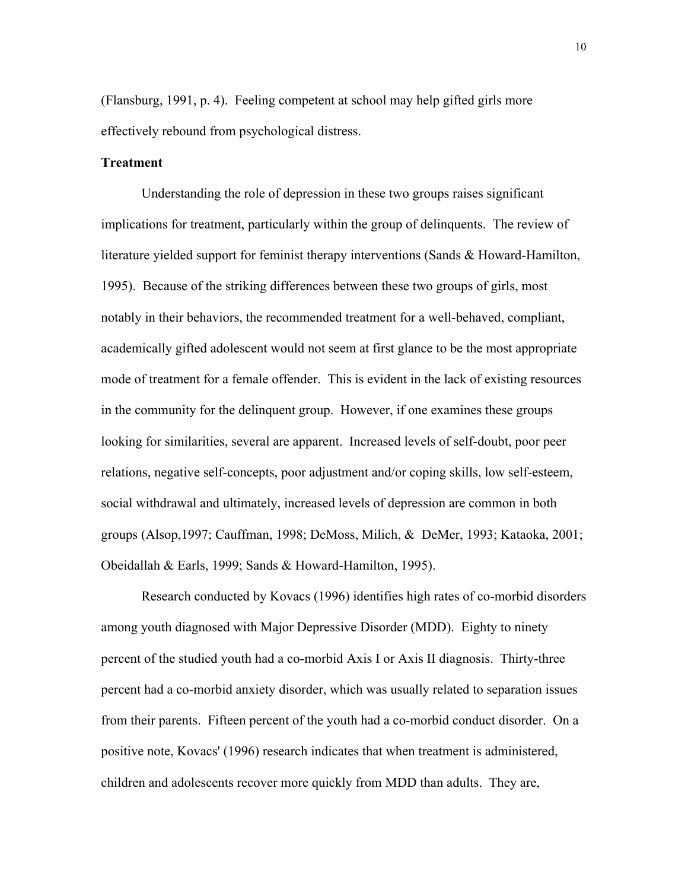(Flansburg, 1991, p. 4). Feeling competent at school may help gifted girls more effectively rebound from psychological distress.

**Treatment**

Understanding the role of depression in these two groups raises significant implications for treatment, particularly within the group of delinquents. The review of literature yielded support for feminist therapy interventions (Sands & Howard-Hamilton, 1995). Because of the striking differences between these two groups of girls, most notably in their behaviors, the recommended treatment for a well-behaved, compliant, academically gifted adolescent would not seem at first glance to be the most appropriate mode of treatment for a female offender. This is evident in the lack of existing resources in the community for the delinquent group. However, if one examines these groups looking for similarities, several are apparent. Increased levels of self-doubt, poor peer relations, negative self-concepts, poor adjustment and/or coping skills, low self-esteem, social withdrawal and ultimately, increased levels of depression are common in both groups (Alsop,1997; Cauffman, 1998; DeMoss, Milich, & DeMer, 1993; Kataoka, 2001; Obeidallah & Earls, 1999; Sands & Howard-Hamilton, 1995).

Research conducted by Kovacs (1996) identifies high rates of co-morbid disorders among youth diagnosed with Major Depressive Disorder (MDD). Eighty to ninety percent of the studied youth had a co-morbid Axis I or Axis II diagnosis. Thirty-three percent had a co-morbid anxiety disorder, which was usually related to separation issues from their parents. Fifteen percent of the youth had a co-morbid conduct disorder. On a positive note, Kovacs' (1996) research indicates that when treatment is administered, children and adolescents recover more quickly from MDD than adults. They are,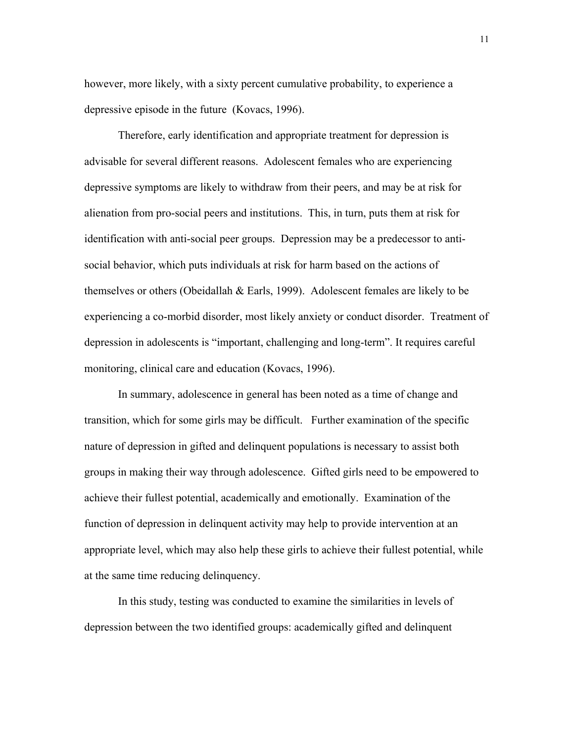however, more likely, with a sixty percent cumulative probability, to experience a depressive episode in the future (Kovacs, 1996).

Therefore, early identification and appropriate treatment for depression is advisable for several different reasons. Adolescent females who are experiencing depressive symptoms are likely to withdraw from their peers, and may be at risk for alienation from pro-social peers and institutions. This, in turn, puts them at risk for identification with anti-social peer groups. Depression may be a predecessor to anti-social behavior, which puts individuals at risk for harm based on the actions of themselves or others (Obeidallah & Earls, 1999). Adolescent females are likely to be experiencing a co-morbid disorder, most likely anxiety or conduct disorder. Treatment of depression in adolescents is "important, challenging and long-term". It requires careful monitoring, clinical care and education (Kovacs, 1996).

In summary, adolescence in general has been noted as a time of change and transition, which for some girls may be difficult. Further examination of the specific nature of depression in gifted and delinquent populations is necessary to assist both groups in making their way through adolescence. Gifted girls need to be empowered to achieve their fullest potential, academically and emotionally. Examination of the function of depression in delinquent activity may help to provide intervention at an appropriate level, which may also help these girls to achieve their fullest potential, while at the same time reducing delinquency.

In this study, testing was conducted to examine the similarities in levels of depression between the two identified groups: academically gifted and delinquent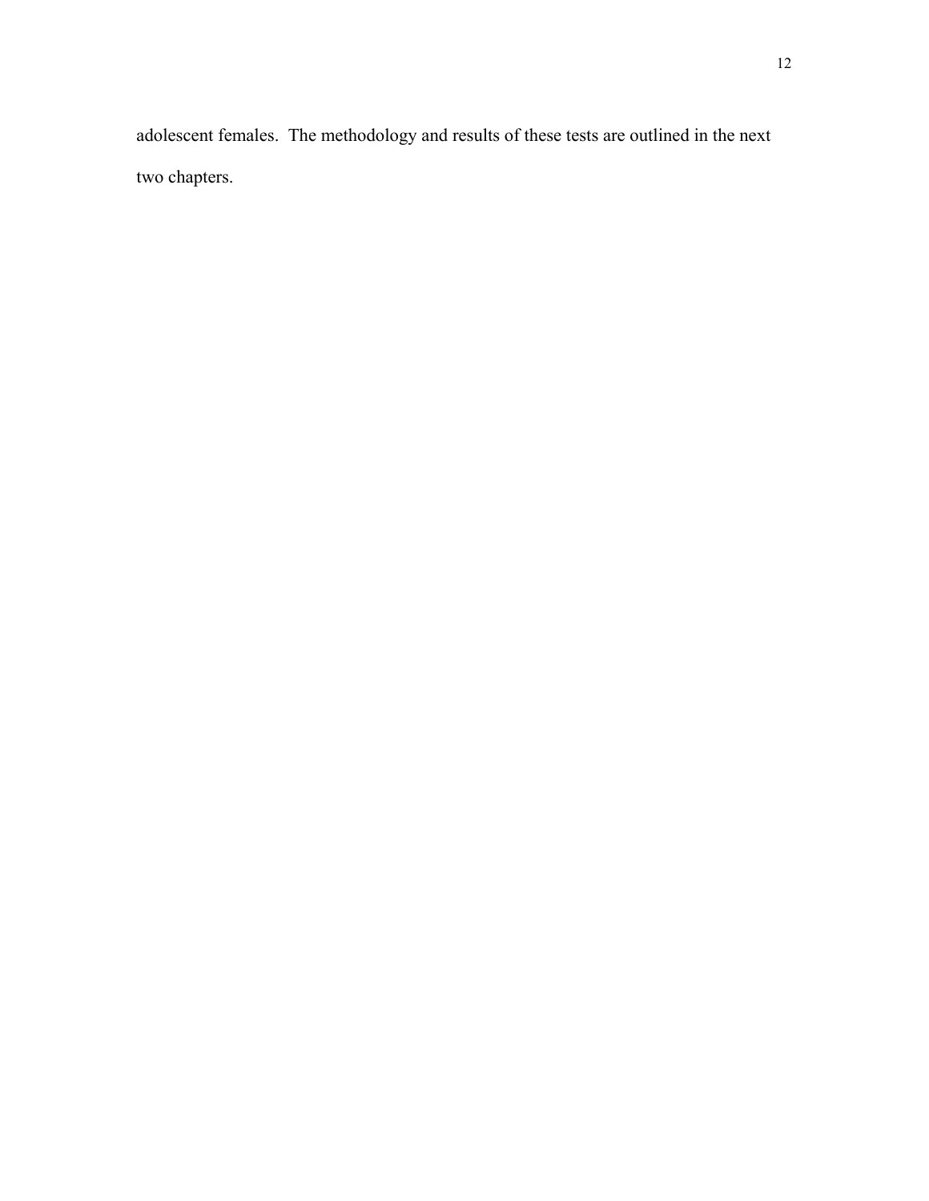adolescent females.  The methodology and results of these tests are outlined in the next two chapters.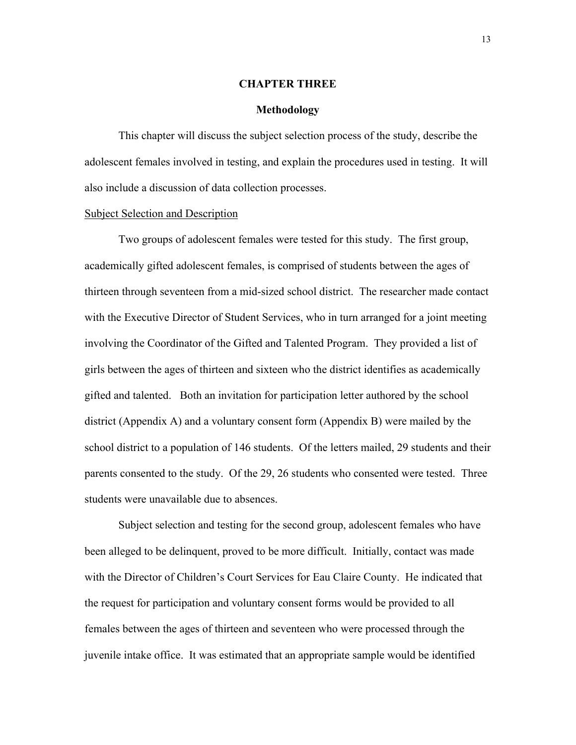# CHAPTER THREE

## Methodology

This chapter will discuss the subject selection process of the study, describe the adolescent females involved in testing, and explain the procedures used in testing. It will also include a discussion of data collection processes.

### Subject Selection and Description

Two groups of adolescent females were tested for this study. The first group, academically gifted adolescent females, is comprised of students between the ages of thirteen through seventeen from a mid-sized school district. The researcher made contact with the Executive Director of Student Services, who in turn arranged for a joint meeting involving the Coordinator of the Gifted and Talented Program. They provided a list of girls between the ages of thirteen and sixteen who the district identifies as academically gifted and talented. Both an invitation for participation letter authored by the school district (Appendix A) and a voluntary consent form (Appendix B) were mailed by the school district to a population of 146 students. Of the letters mailed, 29 students and their parents consented to the study. Of the 29, 26 students who consented were tested. Three students were unavailable due to absences.

Subject selection and testing for the second group, adolescent females who have been alleged to be delinquent, proved to be more difficult. Initially, contact was made with the Director of Children's Court Services for Eau Claire County. He indicated that the request for participation and voluntary consent forms would be provided to all females between the ages of thirteen and seventeen who were processed through the juvenile intake office. It was estimated that an appropriate sample would be identified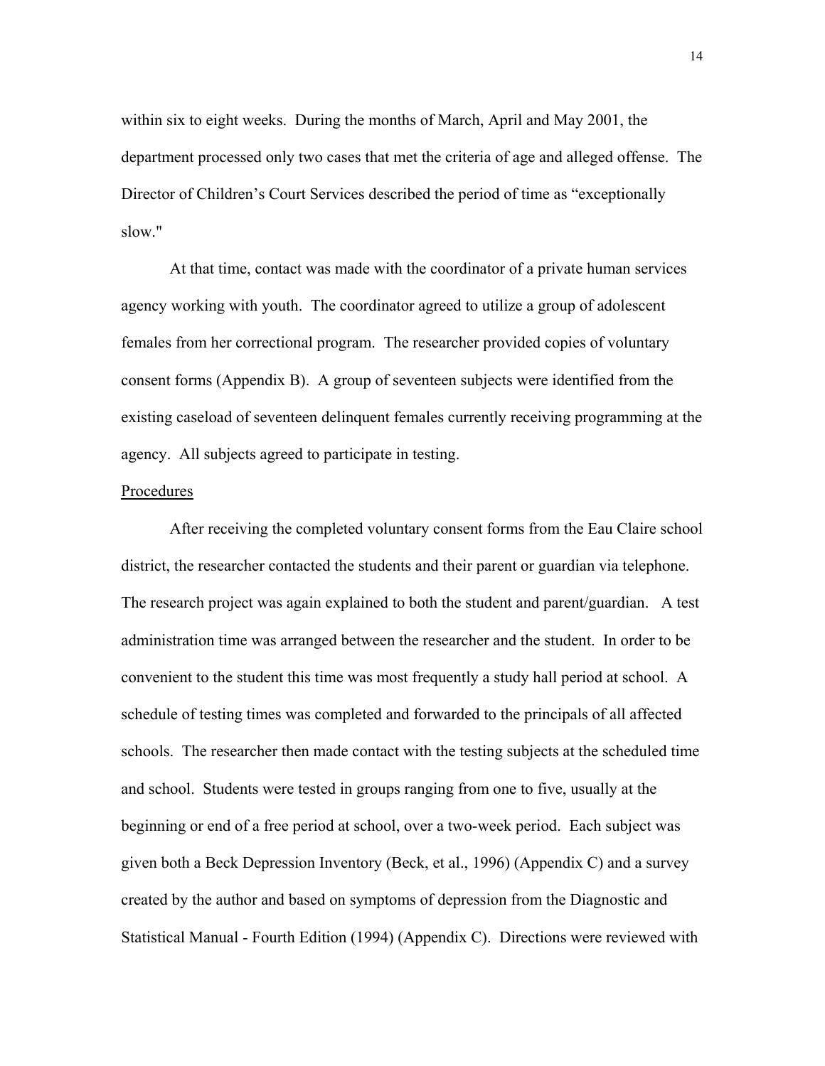within six to eight weeks. During the months of March, April and May 2001, the department processed only two cases that met the criteria of age and alleged offense. The Director of Children's Court Services described the period of time as "exceptionally slow."

At that time, contact was made with the coordinator of a private human services agency working with youth. The coordinator agreed to utilize a group of adolescent females from her correctional program. The researcher provided copies of voluntary consent forms (Appendix B). A group of seventeen subjects were identified from the existing caseload of seventeen delinquent females currently receiving programming at the agency. All subjects agreed to participate in testing.

Procedures

After receiving the completed voluntary consent forms from the Eau Claire school district, the researcher contacted the students and their parent or guardian via telephone. The research project was again explained to both the student and parent/guardian. A test administration time was arranged between the researcher and the student. In order to be convenient to the student this time was most frequently a study hall period at school. A schedule of testing times was completed and forwarded to the principals of all affected schools. The researcher then made contact with the testing subjects at the scheduled time and school. Students were tested in groups ranging from one to five, usually at the beginning or end of a free period at school, over a two-week period. Each subject was given both a Beck Depression Inventory (Beck, et al., 1996) (Appendix C) and a survey created by the author and based on symptoms of depression from the Diagnostic and Statistical Manual - Fourth Edition (1994) (Appendix C). Directions were reviewed with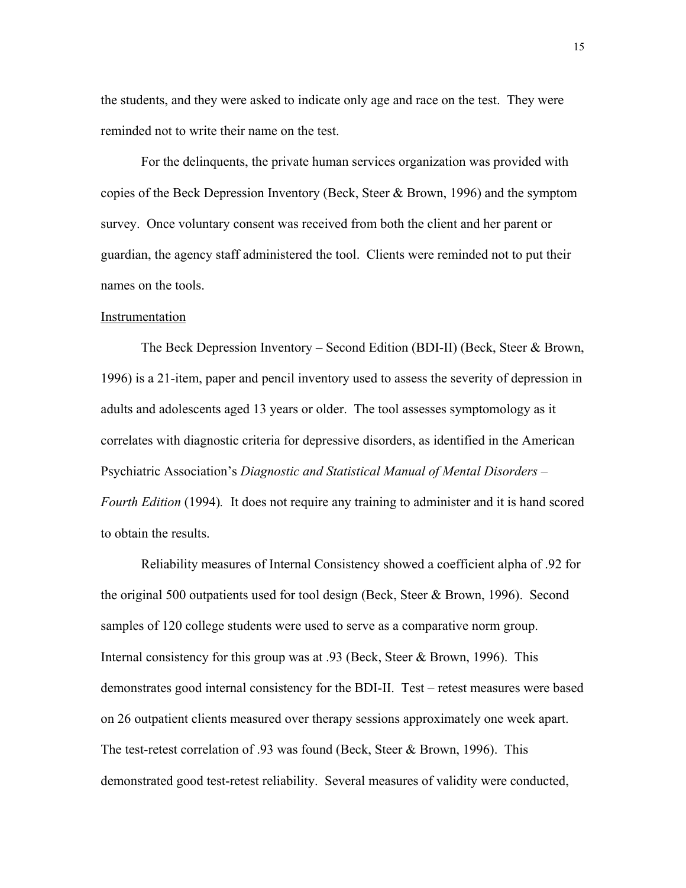the students, and they were asked to indicate only age and race on the test. They were reminded not to write their name on the test.

For the delinquents, the private human services organization was provided with copies of the Beck Depression Inventory (Beck, Steer & Brown, 1996) and the symptom survey. Once voluntary consent was received from both the client and her parent or guardian, the agency staff administered the tool. Clients were reminded not to put their names on the tools.

### Instrumentation

The Beck Depression Inventory – Second Edition (BDI-II) (Beck, Steer & Brown, 1996) is a 21-item, paper and pencil inventory used to assess the severity of depression in adults and adolescents aged 13 years or older. The tool assesses symptomology as it correlates with diagnostic criteria for depressive disorders, as identified in the American Psychiatric Association's *Diagnostic and Statistical Manual of Mental Disorders – Fourth Edition* (1994). It does not require any training to administer and it is hand scored to obtain the results.

Reliability measures of Internal Consistency showed a coefficient alpha of .92 for the original 500 outpatients used for tool design (Beck, Steer & Brown, 1996). Second samples of 120 college students were used to serve as a comparative norm group. Internal consistency for this group was at .93 (Beck, Steer & Brown, 1996). This demonstrates good internal consistency for the BDI-II. Test – retest measures were based on 26 outpatient clients measured over therapy sessions approximately one week apart. The test-retest correlation of .93 was found (Beck, Steer & Brown, 1996). This demonstrated good test-retest reliability. Several measures of validity were conducted,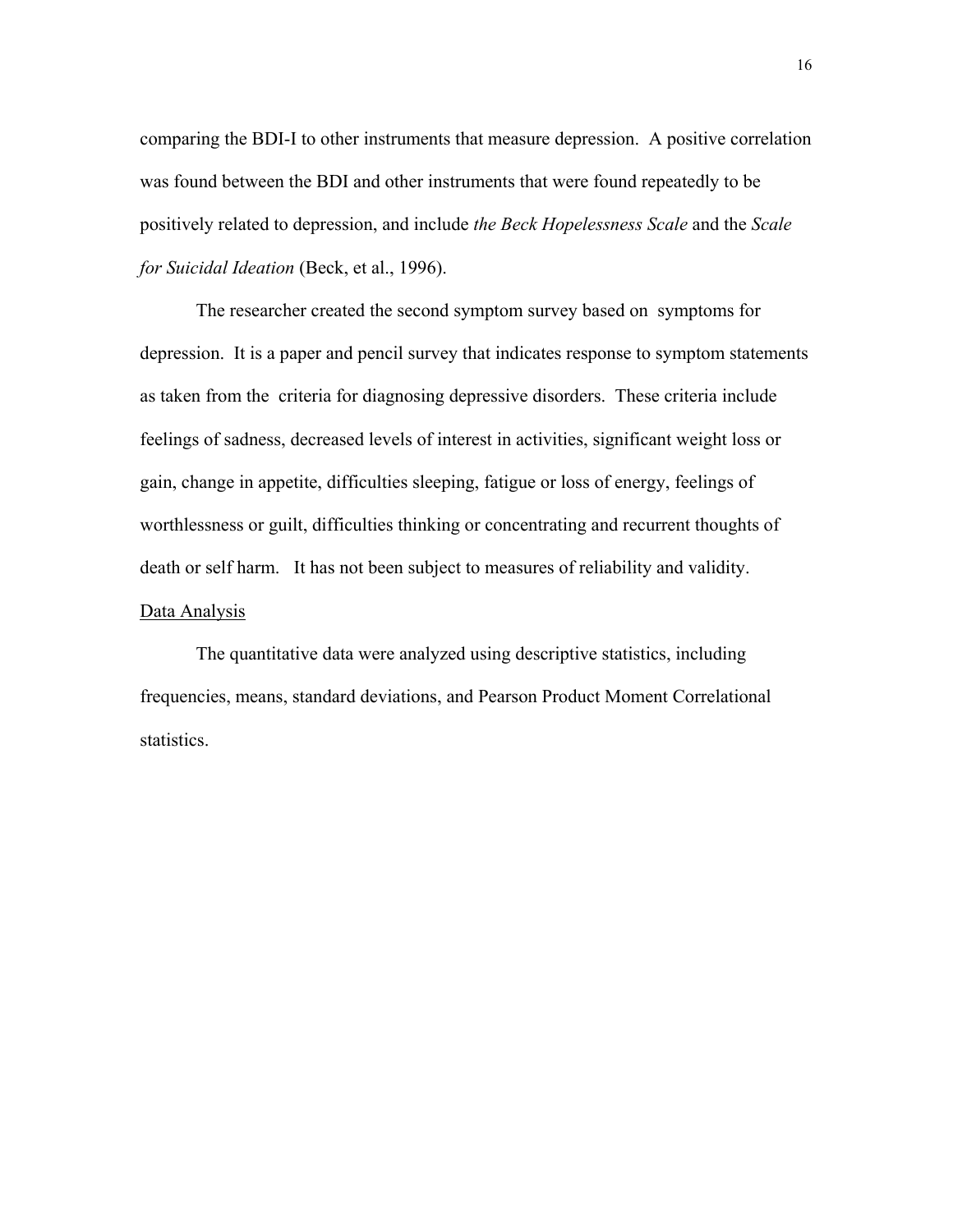comparing the BDI-I to other instruments that measure depression. A positive correlation was found between the BDI and other instruments that were found repeatedly to be positively related to depression, and include *the Beck Hopelessness Scale* and the *Scale for Suicidal Ideation* (Beck, et al., 1996).

The researcher created the second symptom survey based on symptoms for depression. It is a paper and pencil survey that indicates response to symptom statements as taken from the criteria for diagnosing depressive disorders. These criteria include feelings of sadness, decreased levels of interest in activities, significant weight loss or gain, change in appetite, difficulties sleeping, fatigue or loss of energy, feelings of worthlessness or guilt, difficulties thinking or concentrating and recurrent thoughts of death or self harm. It has not been subject to measures of reliability and validity.

<u>Data Analysis</u>

The quantitative data were analyzed using descriptive statistics, including frequencies, means, standard deviations, and Pearson Product Moment Correlational statistics.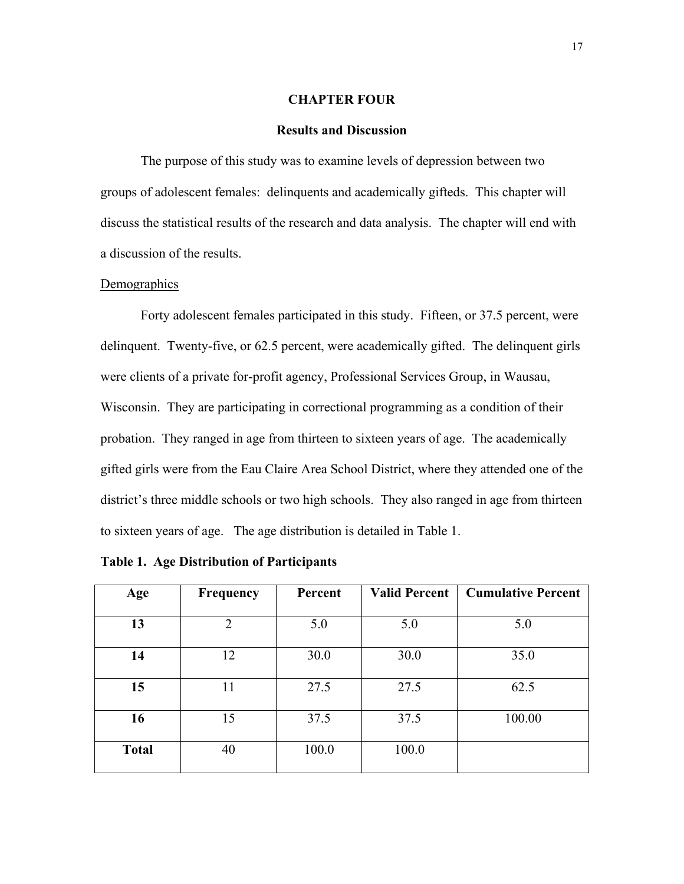# CHAPTER FOUR

## Results and Discussion

The purpose of this study was to examine levels of depression between two groups of adolescent females: delinquents and academically gifteds. This chapter will discuss the statistical results of the research and data analysis. The chapter will end with a discussion of the results.

### Demographics

Forty adolescent females participated in this study. Fifteen, or 37.5 percent, were delinquent. Twenty-five, or 62.5 percent, were academically gifted. The delinquent girls were clients of a private for-profit agency, Professional Services Group, in Wausau, Wisconsin. They are participating in correctional programming as a condition of their probation. They ranged in age from thirteen to sixteen years of age. The academically gifted girls were from the Eau Claire Area School District, where they attended one of the district's three middle schools or two high schools. They also ranged in age from thirteen to sixteen years of age. The age distribution is detailed in Table 1.

**Table 1. Age Distribution of Participants**

| Age | Frequency | Percent | Valid Percent | Cumulative Percent |
|---|---|---|---|---|
| **13** | 2 | 5.0 | 5.0 | 5.0 |
| **14** | 12 | 30.0 | 30.0 | 35.0 |
| **15** | 11 | 27.5 | 27.5 | 62.5 |
| **16** | 15 | 37.5 | 37.5 | 100.00 |
| **Total** | 40 | 100.0 | 100.0 | |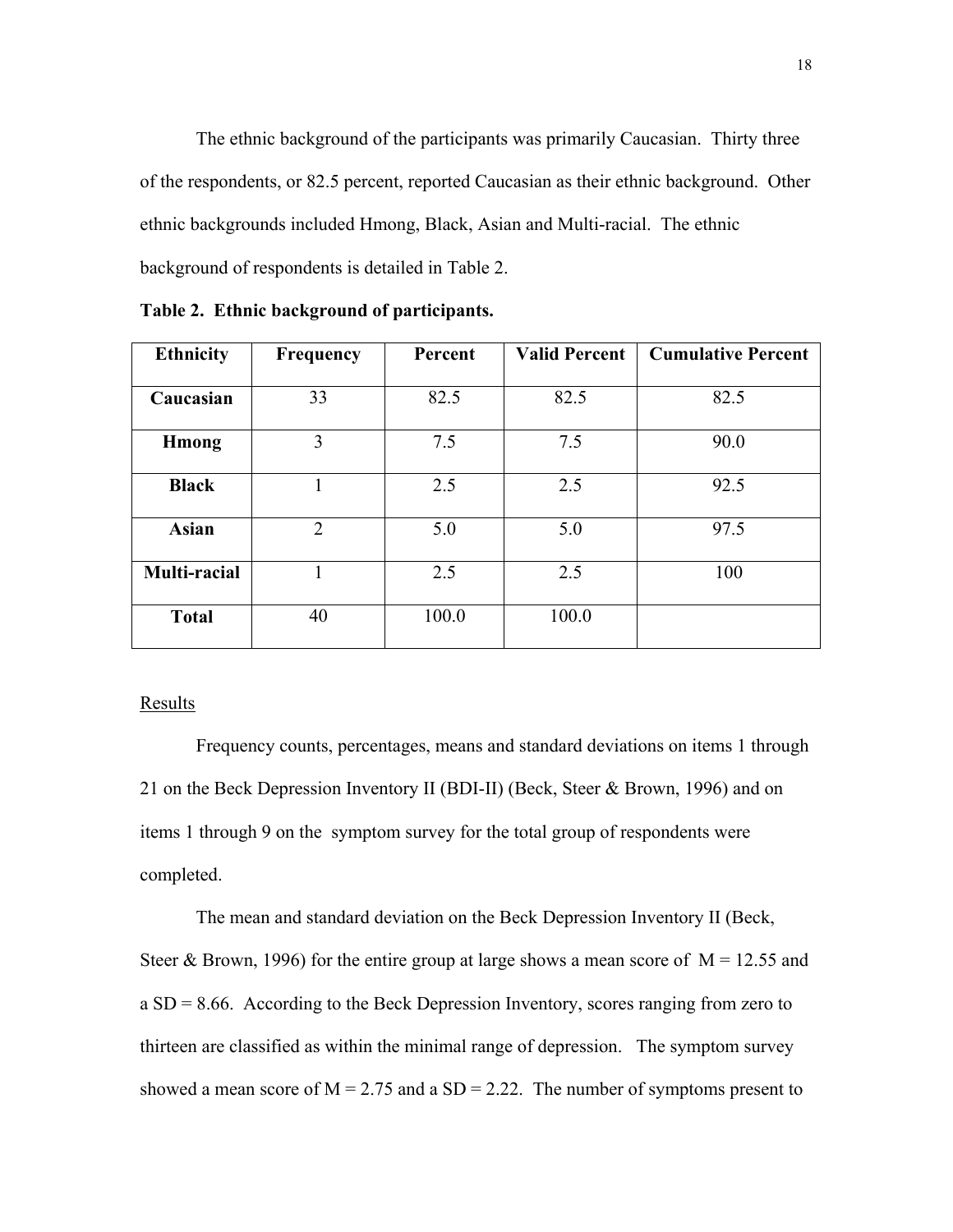The ethnic background of the participants was primarily Caucasian. Thirty three of the respondents, or 82.5 percent, reported Caucasian as their ethnic background. Other ethnic backgrounds included Hmong, Black, Asian and Multi-racial. The ethnic background of respondents is detailed in Table 2.

**Table 2. Ethnic background of participants.**

| Ethnicity | Frequency | Percent | Valid Percent | Cumulative Percent |
|---|---|---|---|---|
| **Caucasian** | 33 | 82.5 | 82.5 | 82.5 |
| **Hmong** | 3 | 7.5 | 7.5 | 90.0 |
| **Black** | 1 | 2.5 | 2.5 | 92.5 |
| **Asian** | 2 | 5.0 | 5.0 | 97.5 |
| **Multi-racial** | 1 | 2.5 | 2.5 | 100 |
| **Total** | 40 | 100.0 | 100.0 | |

<u>Results</u>

Frequency counts, percentages, means and standard deviations on items 1 through 21 on the Beck Depression Inventory II (BDI-II) (Beck, Steer & Brown, 1996) and on items 1 through 9 on the symptom survey for the total group of respondents were completed.

The mean and standard deviation on the Beck Depression Inventory II (Beck, Steer & Brown, 1996) for the entire group at large shows a mean score of $M = 12.55$ and a $SD = 8.66$. According to the Beck Depression Inventory, scores ranging from zero to thirteen are classified as within the minimal range of depression. The symptom survey showed a mean score of $M = 2.75$ and a $SD = 2.22$. The number of symptoms present to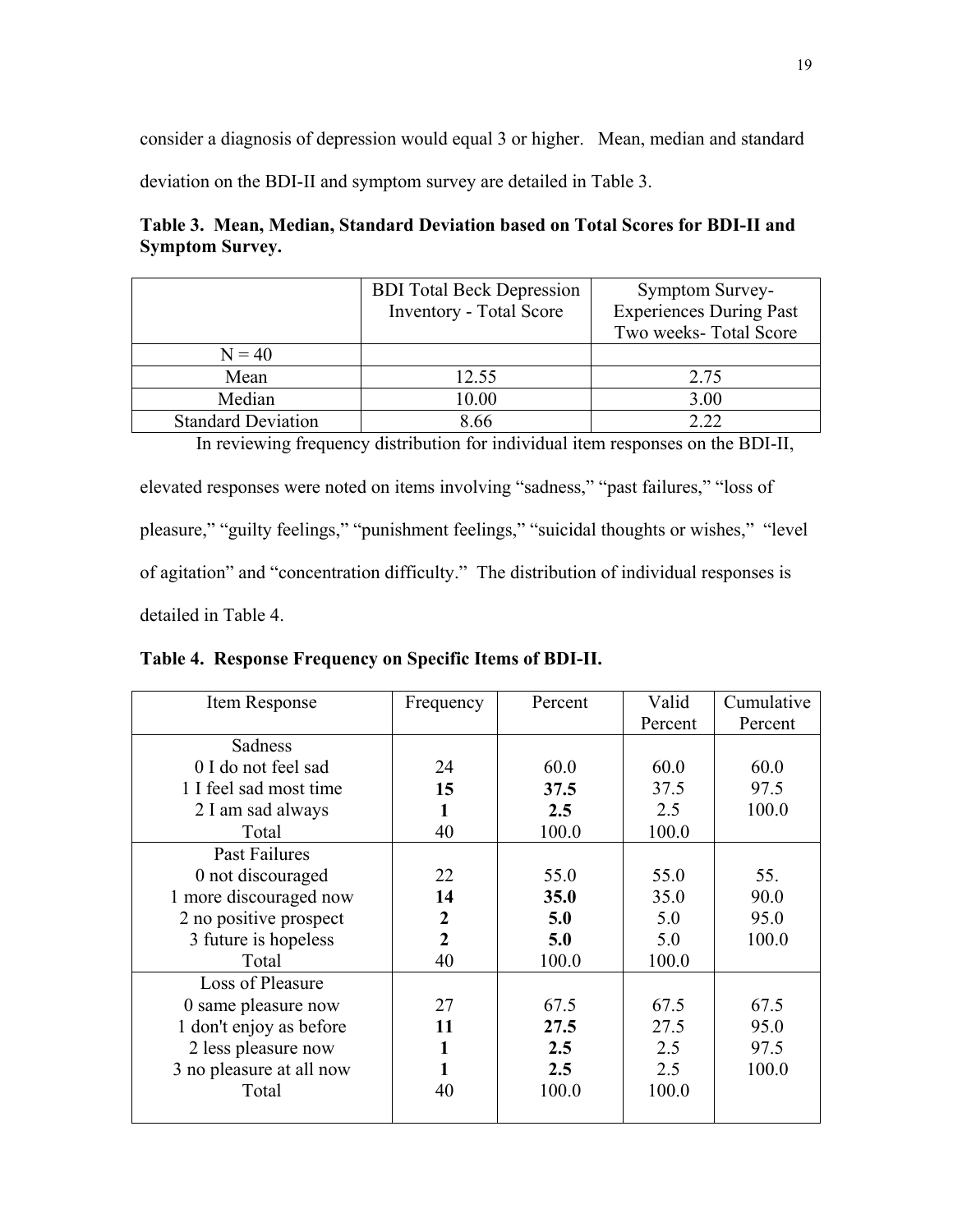consider a diagnosis of depression would equal 3 or higher. Mean, median and standard deviation on the BDI-II and symptom survey are detailed in Table 3.

**Table 3. Mean, Median, Standard Deviation based on Total Scores for BDI-II and Symptom Survey.**

| | BDI Total Beck Depression Inventory - Total Score | Symptom Survey- Experiences During Past Two weeks- Total Score |
|---|---|---|
| N = 40 | | |
| Mean | 12.55 | 2.75 |
| Median | 10.00 | 3.00 |
| Standard Deviation | 8.66 | 2.22 |

In reviewing frequency distribution for individual item responses on the BDI-II, elevated responses were noted on items involving “sadness,” “past failures,” “loss of pleasure,” “guilty feelings,” “punishment feelings,” “suicidal thoughts or wishes,” “level of agitation” and “concentration difficulty.” The distribution of individual responses is detailed in Table 4.

**Table 4. Response Frequency on Specific Items of BDI-II.**

| Item Response | Frequency | Percent | Valid Percent | Cumulative Percent |
|---|---|---|---|---|
| Sadness | | | | |
| 0 I do not feel sad | 24 | 60.0 | 60.0 | 60.0 |
| 1 I feel sad most time | **15** | **37.5** | 37.5 | 97.5 |
| 2 I am sad always | **1** | **2.5** | 2.5 | 100.0 |
| Total | 40 | 100.0 | 100.0 | |
| Past Failures | | | | |
| 0 not discouraged | 22 | 55.0 | 55.0 | 55. |
| 1 more discouraged now | **14** | **35.0** | 35.0 | 90.0 |
| 2 no positive prospect | **2** | **5.0** | 5.0 | 95.0 |
| 3 future is hopeless | **2** | **5.0** | 5.0 | 100.0 |
| Total | 40 | 100.0 | 100.0 | |
| Loss of Pleasure | | | | |
| 0 same pleasure now | 27 | 67.5 | 67.5 | 67.5 |
| 1 don't enjoy as before | **11** | **27.5** | 27.5 | 95.0 |
| 2 less pleasure now | **1** | **2.5** | 2.5 | 97.5 |
| 3 no pleasure at all now | **1** | **2.5** | 2.5 | 100.0 |
| Total | 40 | 100.0 | 100.0 | |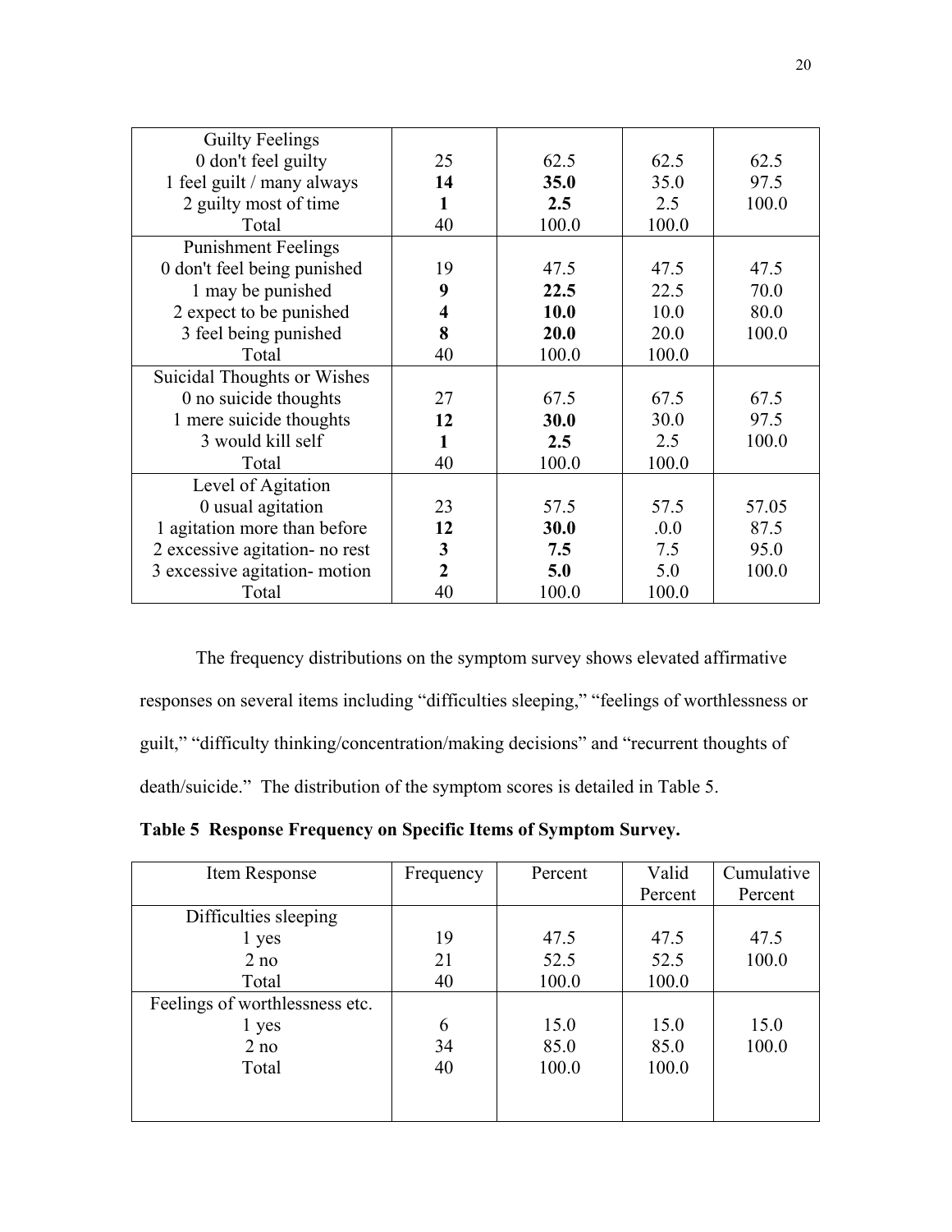| | | | | |
|---|---|---|---|---|
| Guilty Feelings<br>0 don't feel guilty<br>1 feel guilt / many always<br>2 guilty most of time<br>Total | 25<br>**14**<br>**1**<br>40 | 62.5<br>**35.0**<br>**2.5**<br>100.0 | 62.5<br>35.0<br>2.5<br>100.0 | 62.5<br>97.5<br>100.0 |
| Punishment Feelings<br>0 don't feel being punished<br>1 may be punished<br>2 expect to be punished<br>3 feel being punished<br>Total | 19<br>**9**<br>**4**<br>**8**<br>40 | 47.5<br>**22.5**<br>**10.0**<br>**20.0**<br>100.0 | 47.5<br>22.5<br>10.0<br>20.0<br>100.0 | 47.5<br>70.0<br>80.0<br>100.0 |
| Suicidal Thoughts or Wishes<br>0 no suicide thoughts<br>1 mere suicide thoughts<br>3 would kill self<br>Total | 27<br>**12**<br>**1**<br>40 | 67.5<br>**30.0**<br>**2.5**<br>100.0 | 67.5<br>30.0<br>2.5<br>100.0 | 67.5<br>97.5<br>100.0 |
| Level of Agitation<br>0 usual agitation<br>1 agitation more than before<br>2 excessive agitation- no rest<br>3 excessive agitation- motion<br>Total | 23<br>**12**<br>**3**<br>**2**<br>40 | 57.5<br>**30.0**<br>**7.5**<br>**5.0**<br>100.0 | 57.5<br>.0.0<br>7.5<br>5.0<br>100.0 | 57.05<br>87.5<br>95.0<br>100.0 |

The frequency distributions on the symptom survey shows elevated affirmative responses on several items including "difficulties sleeping," "feelings of worthlessness or guilt," "difficulty thinking/concentration/making decisions" and "recurrent thoughts of death/suicide." The distribution of the symptom scores is detailed in Table 5.

**Table 5 Response Frequency on Specific Items of Symptom Survey.**

| Item Response | Frequency | Percent | Valid Percent | Cumulative Percent |
|---|---|---|---|---|
| Difficulties sleeping<br>1 yes<br>2 no<br>Total | 19<br>21<br>40 | 47.5<br>52.5<br>100.0 | 47.5<br>52.5<br>100.0 | 47.5<br>100.0 |
| Feelings of worthlessness etc.<br>1 yes<br>2 no<br>Total | 6<br>34<br>40 | 15.0<br>85.0<br>100.0 | 15.0<br>85.0<br>100.0 | 15.0<br>100.0 |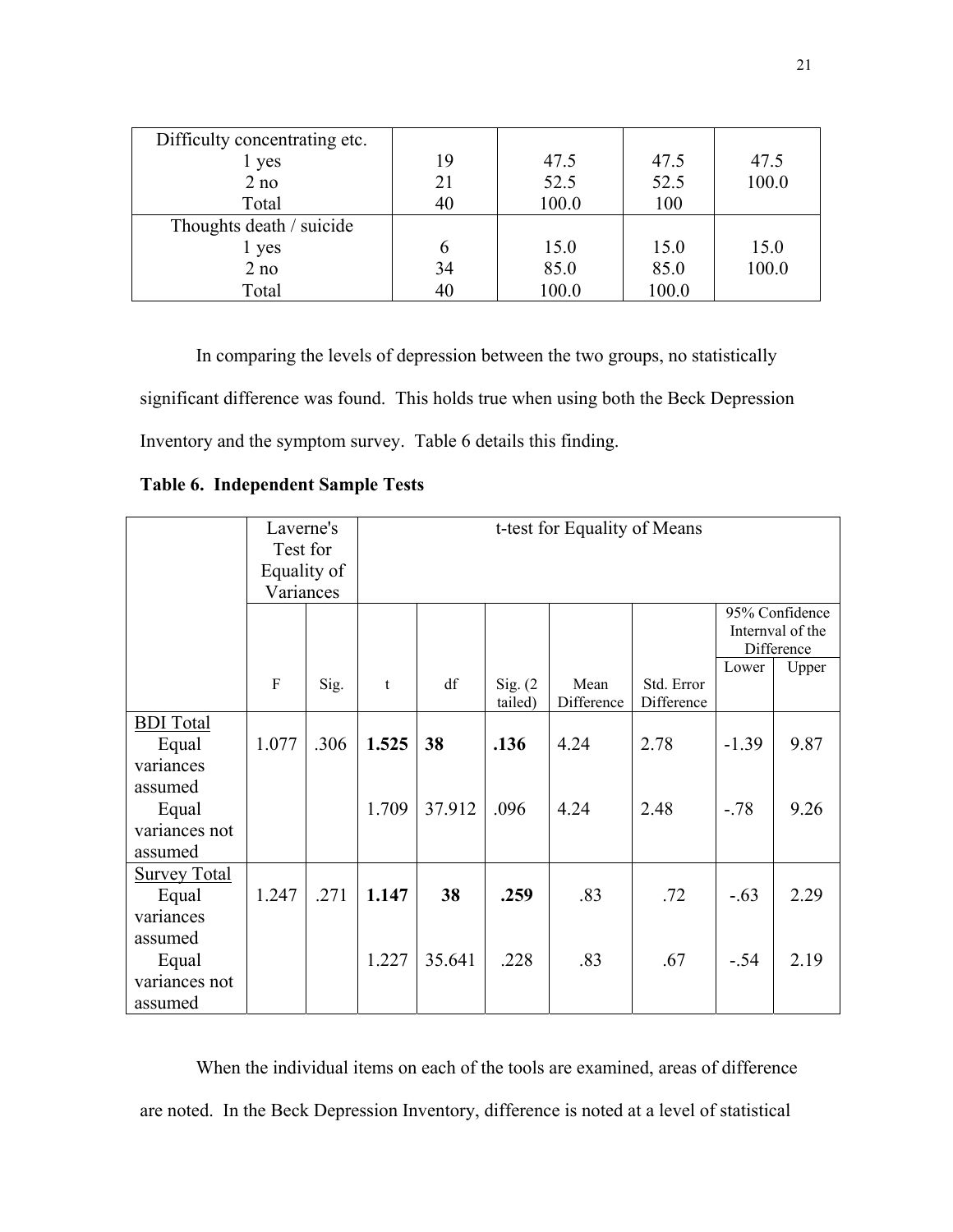| Difficulty concentrating etc. | | | | |
|---|---|---|---|---|
| 1 yes | 19 | 47.5 | 47.5 | 47.5 |
| 2 no | 21 | 52.5 | 52.5 | 100.0 |
| Total | 40 | 100.0 | 100 | |
| Thoughts death / suicide | | | | |
| 1 yes | 6 | 15.0 | 15.0 | 15.0 |
| 2 no | 34 | 85.0 | 85.0 | 100.0 |
| Total | 40 | 100.0 | 100.0 | |

In comparing the levels of depression between the two groups, no statistically significant difference was found. This holds true when using both the Beck Depression Inventory and the symptom survey. Table 6 details this finding.

**Table 6. Independent Sample Tests**

| | Laverne's Test for Equality of Variances | | t-test for Equality of Means | | | | | | |
|---|---|---|---|---|---|---|---|---|---|
| | | | | | | | | 95% Confidence Internval of the Difference | |
| | F | Sig. | t | df | Sig. (2 tailed) | Mean Difference | Std. Error Difference | Lower | Upper |
| BDI Total | | | | | | | | | |
| Equal variances assumed | 1.077 | .306 | **1.525** | **38** | **.136** | 4.24 | 2.78 | -1.39 | 9.87 |
| Equal variances not assumed | | | 1.709 | 37.912 | .096 | 4.24 | 2.48 | -.78 | 9.26 |
| Survey Total | | | | | | | | | |
| Equal variances assumed | 1.247 | .271 | **1.147** | **38** | **.259** | .83 | .72 | -.63 | 2.29 |
| Equal variances not assumed | | | 1.227 | 35.641 | .228 | .83 | .67 | -.54 | 2.19 |

When the individual items on each of the tools are examined, areas of difference are noted. In the Beck Depression Inventory, difference is noted at a level of statistical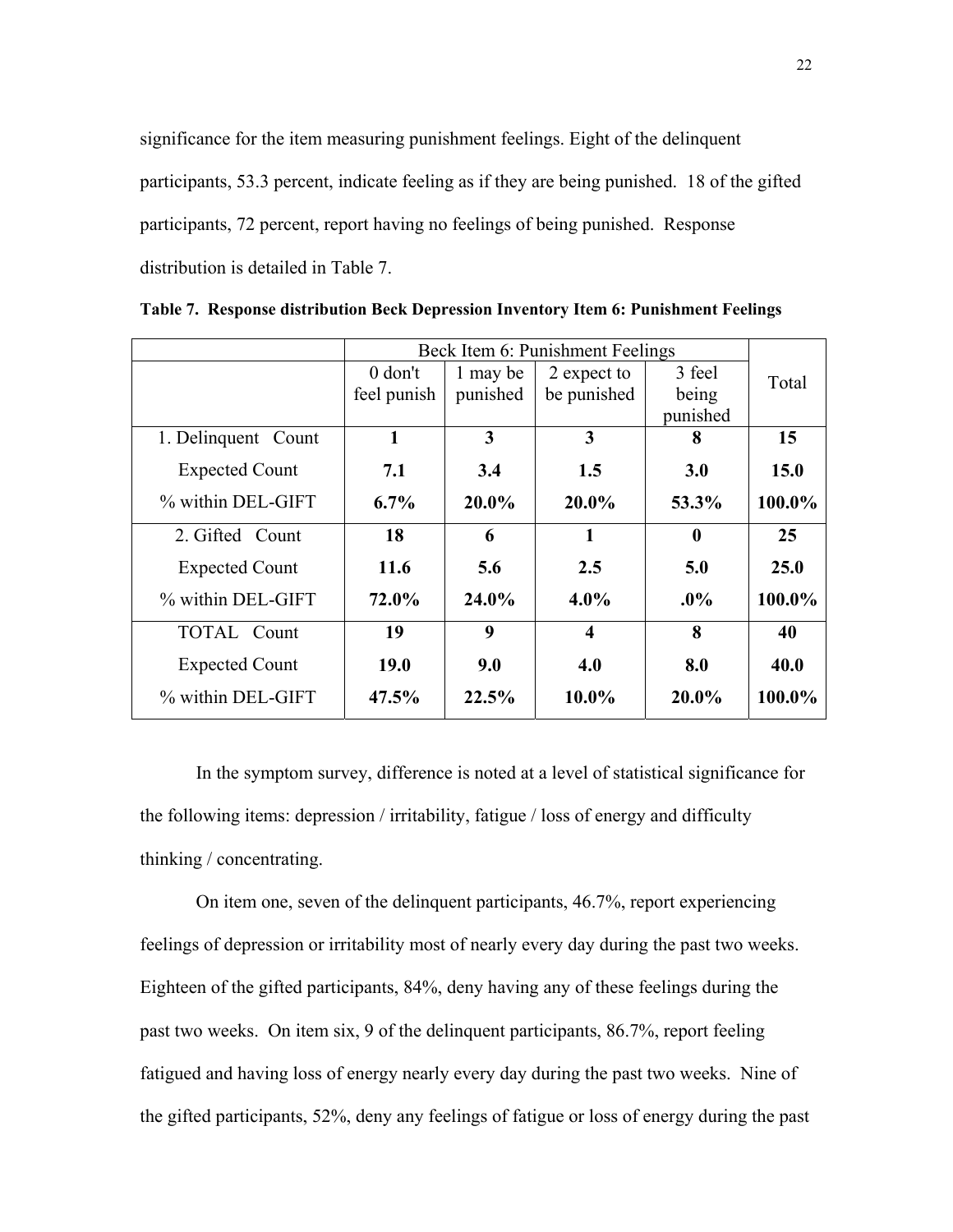significance for the item measuring punishment feelings. Eight of the delinquent participants, 53.3 percent, indicate feeling as if they are being punished. 18 of the gifted participants, 72 percent, report having no feelings of being punished. Response distribution is detailed in Table 7.

**Table 7. Response distribution Beck Depression Inventory Item 6: Punishment Feelings**

| | Beck Item 6: Punishment Feelings | | | | Total |
|---|---|---|---|---|---|
| | 0 don't feel punish | 1 may be punished | 2 expect to be punished | 3 feel being punished | |
| 1. Delinquent Count | **1** | **3** | **3** | **8** | **15** |
| Expected Count | **7.1** | **3.4** | **1.5** | **3.0** | **15.0** |
| % within DEL-GIFT | **6.7%** | **20.0%** | **20.0%** | **53.3%** | **100.0%** |
| 2. Gifted Count | **18** | **6** | **1** | **0** | **25** |
| Expected Count | **11.6** | **5.6** | **2.5** | **5.0** | **25.0** |
| % within DEL-GIFT | **72.0%** | **24.0%** | **4.0%** | **.0%** | **100.0%** |
| TOTAL Count | **19** | **9** | **4** | **8** | **40** |
| Expected Count | **19.0** | **9.0** | **4.0** | **8.0** | **40.0** |
| % within DEL-GIFT | **47.5%** | **22.5%** | **10.0%** | **20.0%** | **100.0%** |

In the symptom survey, difference is noted at a level of statistical significance for the following items: depression / irritability, fatigue / loss of energy and difficulty thinking / concentrating.

On item one, seven of the delinquent participants, 46.7%, report experiencing feelings of depression or irritability most of nearly every day during the past two weeks. Eighteen of the gifted participants, 84%, deny having any of these feelings during the past two weeks. On item six, 9 of the delinquent participants, 86.7%, report feeling fatigued and having loss of energy nearly every day during the past two weeks. Nine of the gifted participants, 52%, deny any feelings of fatigue or loss of energy during the past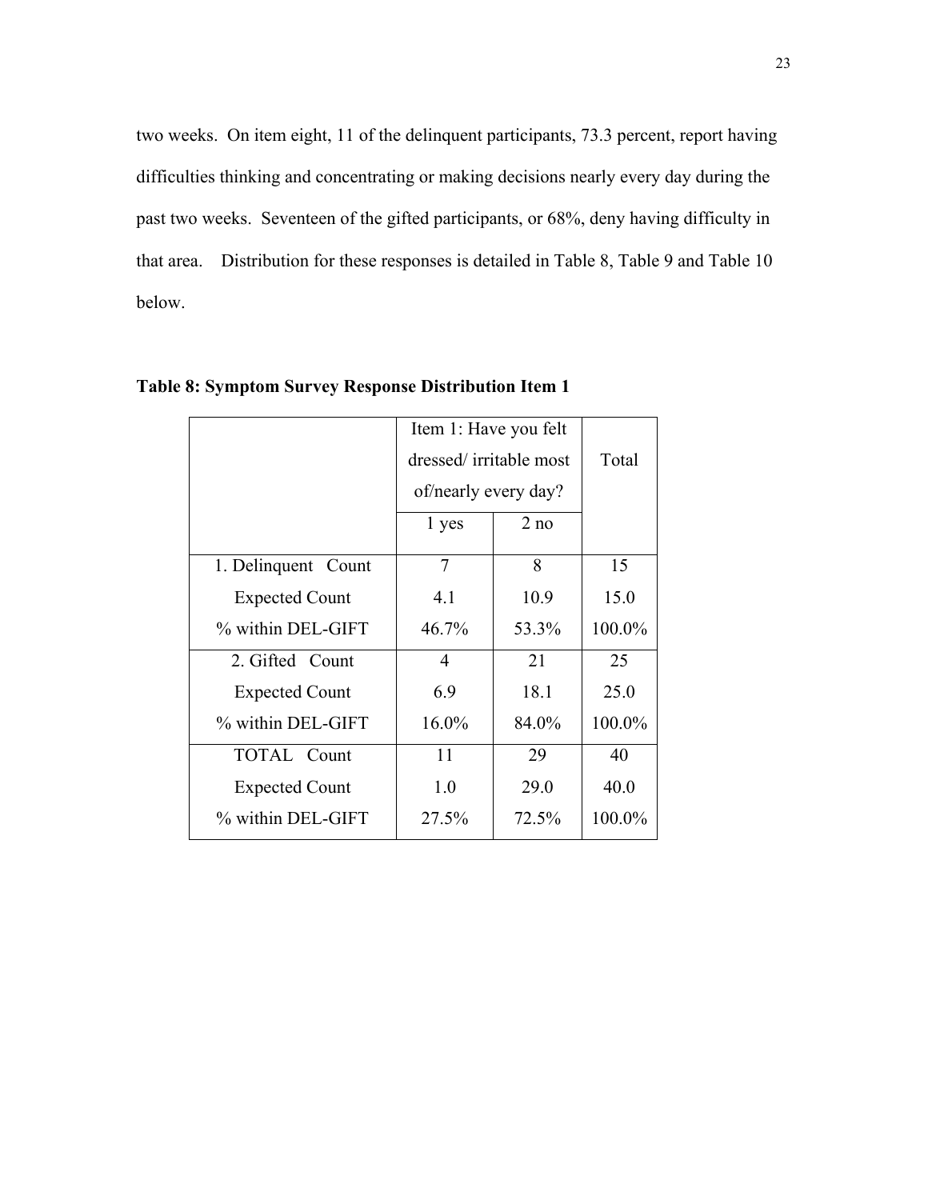two weeks. On item eight, 11 of the delinquent participants, 73.3 percent, report having difficulties thinking and concentrating or making decisions nearly every day during the past two weeks. Seventeen of the gifted participants, or 68%, deny having difficulty in that area. Distribution for these responses is detailed in Table 8, Table 9 and Table 10 below.

**Table 8: Symptom Survey Response Distribution Item 1**

| | Item 1: Have you felt dressed/ irritable most of/nearly every day? | | Total |
|---|---|---|---|
| | 1 yes | 2 no | |
| 1. Delinquent Count | 7 | 8 | 15 |
| Expected Count | 4.1 | 10.9 | 15.0 |
| % within DEL-GIFT | 46.7% | 53.3% | 100.0% |
| 2. Gifted Count | 4 | 21 | 25 |
| Expected Count | 6.9 | 18.1 | 25.0 |
| % within DEL-GIFT | 16.0% | 84.0% | 100.0% |
| TOTAL Count | 11 | 29 | 40 |
| Expected Count | 1.0 | 29.0 | 40.0 |
| % within DEL-GIFT | 27.5% | 72.5% | 100.0% |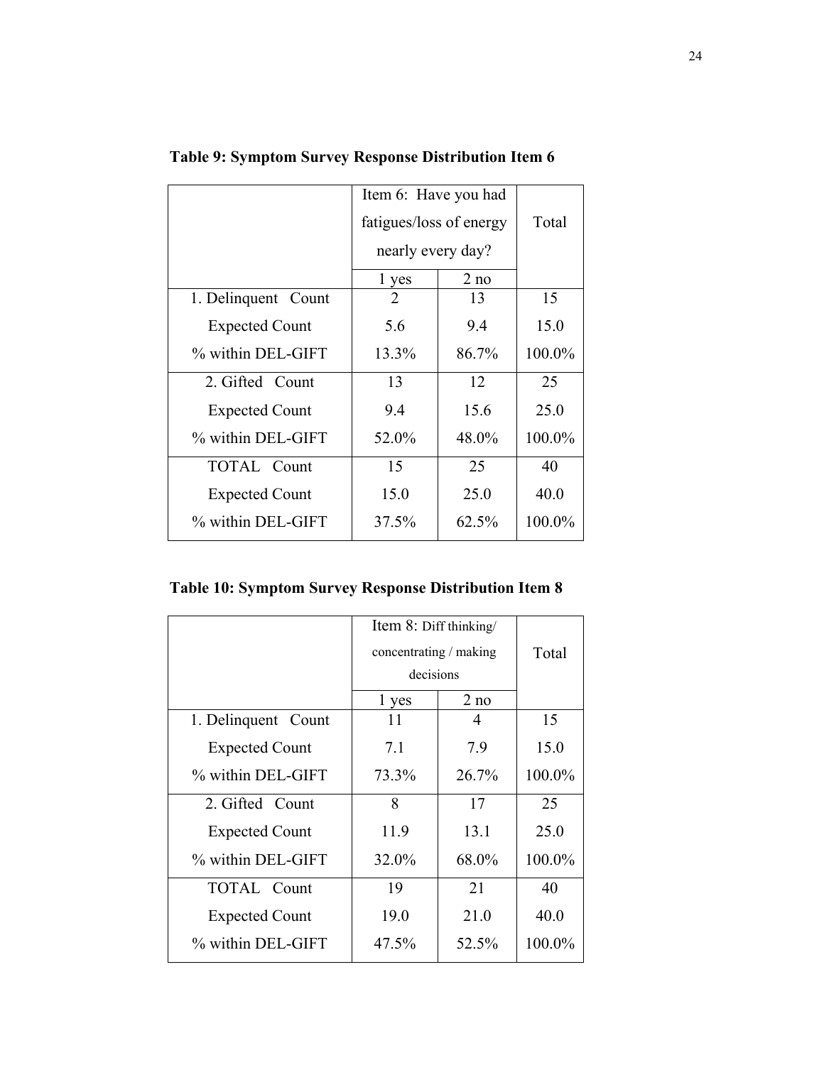**Table 9: Symptom Survey Response Distribution Item 6**

| | Item 6: Have you had fatigues/loss of energy nearly every day? | | Total |
|---|---|---|---|
| | 1 yes | 2 no | |
| 1. Delinquent Count | 2 | 13 | 15 |
| Expected Count | 5.6 | 9.4 | 15.0 |
| % within DEL-GIFT | 13.3% | 86.7% | 100.0% |
| 2. Gifted Count | 13 | 12 | 25 |
| Expected Count | 9.4 | 15.6 | 25.0 |
| % within DEL-GIFT | 52.0% | 48.0% | 100.0% |
| TOTAL Count | 15 | 25 | 40 |
| Expected Count | 15.0 | 25.0 | 40.0 |
| % within DEL-GIFT | 37.5% | 62.5% | 100.0% |

**Table 10: Symptom Survey Response Distribution Item 8**

| | Item 8: Diff thinking/ concentrating / making decisions | | Total |
|---|---|---|---|
| | 1 yes | 2 no | |
| 1. Delinquent Count | 11 | 4 | 15 |
| Expected Count | 7.1 | 7.9 | 15.0 |
| % within DEL-GIFT | 73.3% | 26.7% | 100.0% |
| 2. Gifted Count | 8 | 17 | 25 |
| Expected Count | 11.9 | 13.1 | 25.0 |
| % within DEL-GIFT | 32.0% | 68.0% | 100.0% |
| TOTAL Count | 19 | 21 | 40 |
| Expected Count | 19.0 | 21.0 | 40.0 |
| % within DEL-GIFT | 47.5% | 52.5% | 100.0% |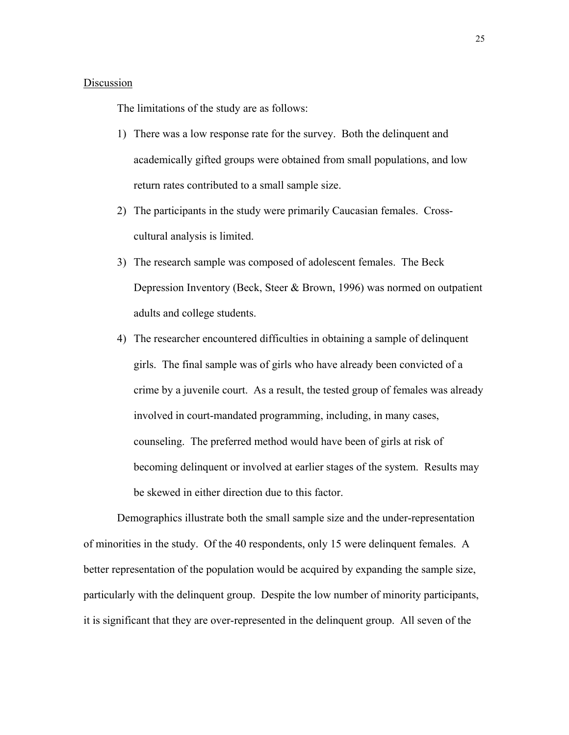Discussion

The limitations of the study are as follows:

1) There was a low response rate for the survey. Both the delinquent and academically gifted groups were obtained from small populations, and low return rates contributed to a small sample size.
2) The participants in the study were primarily Caucasian females. Cross-cultural analysis is limited.
3) The research sample was composed of adolescent females. The Beck Depression Inventory (Beck, Steer & Brown, 1996) was normed on outpatient adults and college students.
4) The researcher encountered difficulties in obtaining a sample of delinquent girls. The final sample was of girls who have already been convicted of a crime by a juvenile court. As a result, the tested group of females was already involved in court-mandated programming, including, in many cases, counseling. The preferred method would have been of girls at risk of becoming delinquent or involved at earlier stages of the system. Results may be skewed in either direction due to this factor.

Demographics illustrate both the small sample size and the under-representation of minorities in the study. Of the 40 respondents, only 15 were delinquent females. A better representation of the population would be acquired by expanding the sample size, particularly with the delinquent group. Despite the low number of minority participants, it is significant that they are over-represented in the delinquent group. All seven of the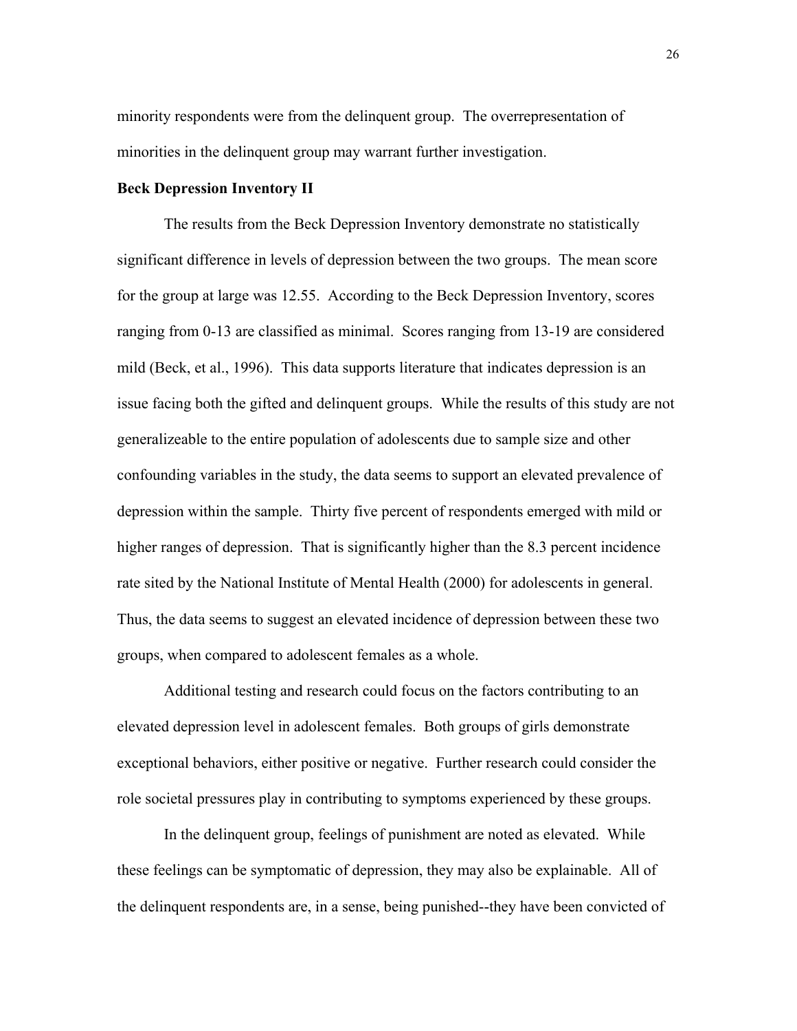minority respondents were from the delinquent group. The overrepresentation of minorities in the delinquent group may warrant further investigation.

**Beck Depression Inventory II**

The results from the Beck Depression Inventory demonstrate no statistically significant difference in levels of depression between the two groups. The mean score for the group at large was 12.55. According to the Beck Depression Inventory, scores ranging from 0-13 are classified as minimal. Scores ranging from 13-19 are considered mild (Beck, et al., 1996). This data supports literature that indicates depression is an issue facing both the gifted and delinquent groups. While the results of this study are not generalizeable to the entire population of adolescents due to sample size and other confounding variables in the study, the data seems to support an elevated prevalence of depression within the sample. Thirty five percent of respondents emerged with mild or higher ranges of depression. That is significantly higher than the 8.3 percent incidence rate sited by the National Institute of Mental Health (2000) for adolescents in general. Thus, the data seems to suggest an elevated incidence of depression between these two groups, when compared to adolescent females as a whole.

Additional testing and research could focus on the factors contributing to an elevated depression level in adolescent females. Both groups of girls demonstrate exceptional behaviors, either positive or negative. Further research could consider the role societal pressures play in contributing to symptoms experienced by these groups.

In the delinquent group, feelings of punishment are noted as elevated. While these feelings can be symptomatic of depression, they may also be explainable. All of the delinquent respondents are, in a sense, being punished--they have been convicted of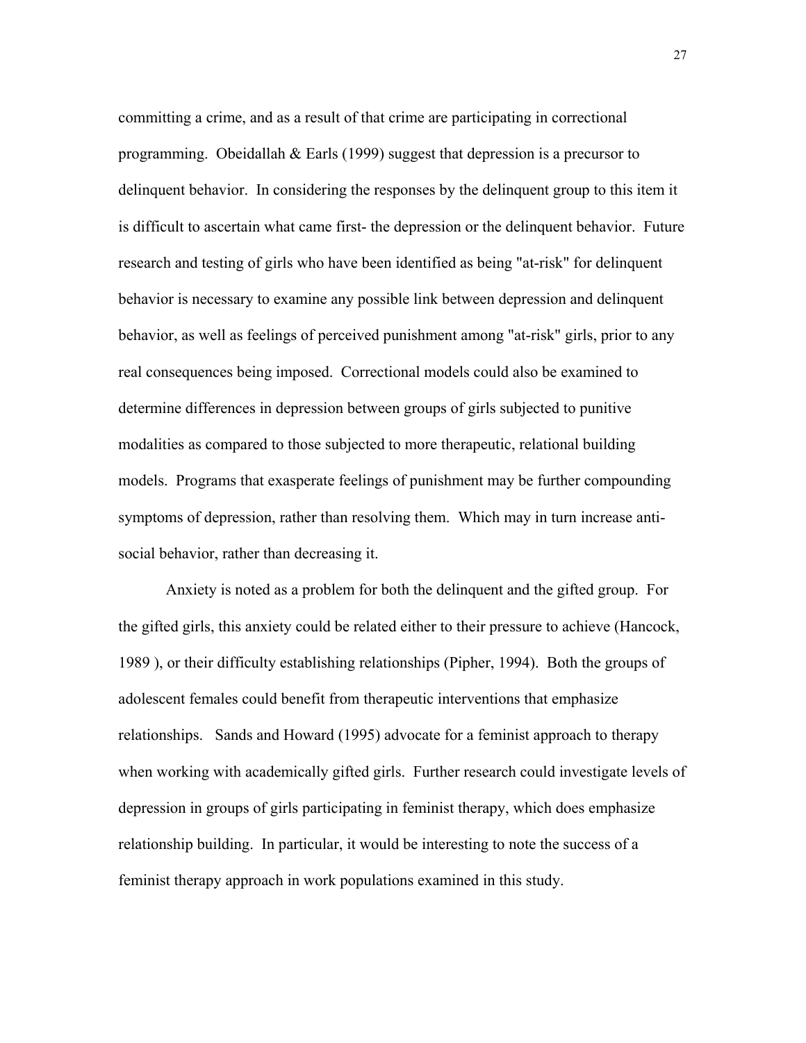committing a crime, and as a result of that crime are participating in correctional programming. Obeidallah & Earls (1999) suggest that depression is a precursor to delinquent behavior. In considering the responses by the delinquent group to this item it is difficult to ascertain what came first- the depression or the delinquent behavior. Future research and testing of girls who have been identified as being "at-risk" for delinquent behavior is necessary to examine any possible link between depression and delinquent behavior, as well as feelings of perceived punishment among "at-risk" girls, prior to any real consequences being imposed. Correctional models could also be examined to determine differences in depression between groups of girls subjected to punitive modalities as compared to those subjected to more therapeutic, relational building models. Programs that exasperate feelings of punishment may be further compounding symptoms of depression, rather than resolving them. Which may in turn increase anti-social behavior, rather than decreasing it.

Anxiety is noted as a problem for both the delinquent and the gifted group. For the gifted girls, this anxiety could be related either to their pressure to achieve (Hancock, 1989 ), or their difficulty establishing relationships (Pipher, 1994). Both the groups of adolescent females could benefit from therapeutic interventions that emphasize relationships. Sands and Howard (1995) advocate for a feminist approach to therapy when working with academically gifted girls. Further research could investigate levels of depression in groups of girls participating in feminist therapy, which does emphasize relationship building. In particular, it would be interesting to note the success of a feminist therapy approach in work populations examined in this study.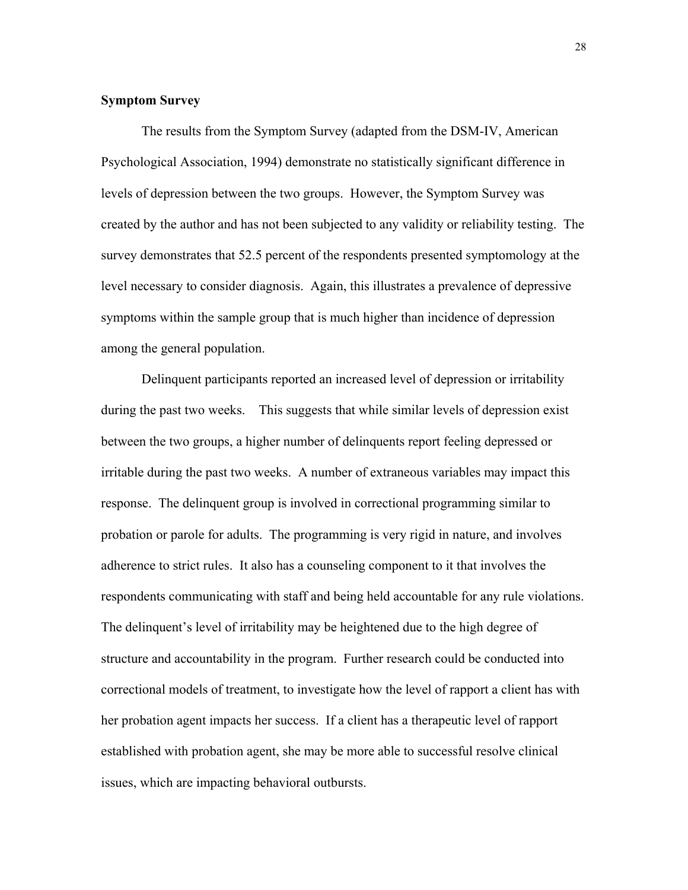### Symptom Survey

The results from the Symptom Survey (adapted from the DSM-IV, American Psychological Association, 1994) demonstrate no statistically significant difference in levels of depression between the two groups. However, the Symptom Survey was created by the author and has not been subjected to any validity or reliability testing. The survey demonstrates that 52.5 percent of the respondents presented symptomology at the level necessary to consider diagnosis. Again, this illustrates a prevalence of depressive symptoms within the sample group that is much higher than incidence of depression among the general population.

Delinquent participants reported an increased level of depression or irritability during the past two weeks. This suggests that while similar levels of depression exist between the two groups, a higher number of delinquents report feeling depressed or irritable during the past two weeks. A number of extraneous variables may impact this response. The delinquent group is involved in correctional programming similar to probation or parole for adults. The programming is very rigid in nature, and involves adherence to strict rules. It also has a counseling component to it that involves the respondents communicating with staff and being held accountable for any rule violations. The delinquent's level of irritability may be heightened due to the high degree of structure and accountability in the program. Further research could be conducted into correctional models of treatment, to investigate how the level of rapport a client has with her probation agent impacts her success. If a client has a therapeutic level of rapport established with probation agent, she may be more able to successful resolve clinical issues, which are impacting behavioral outbursts.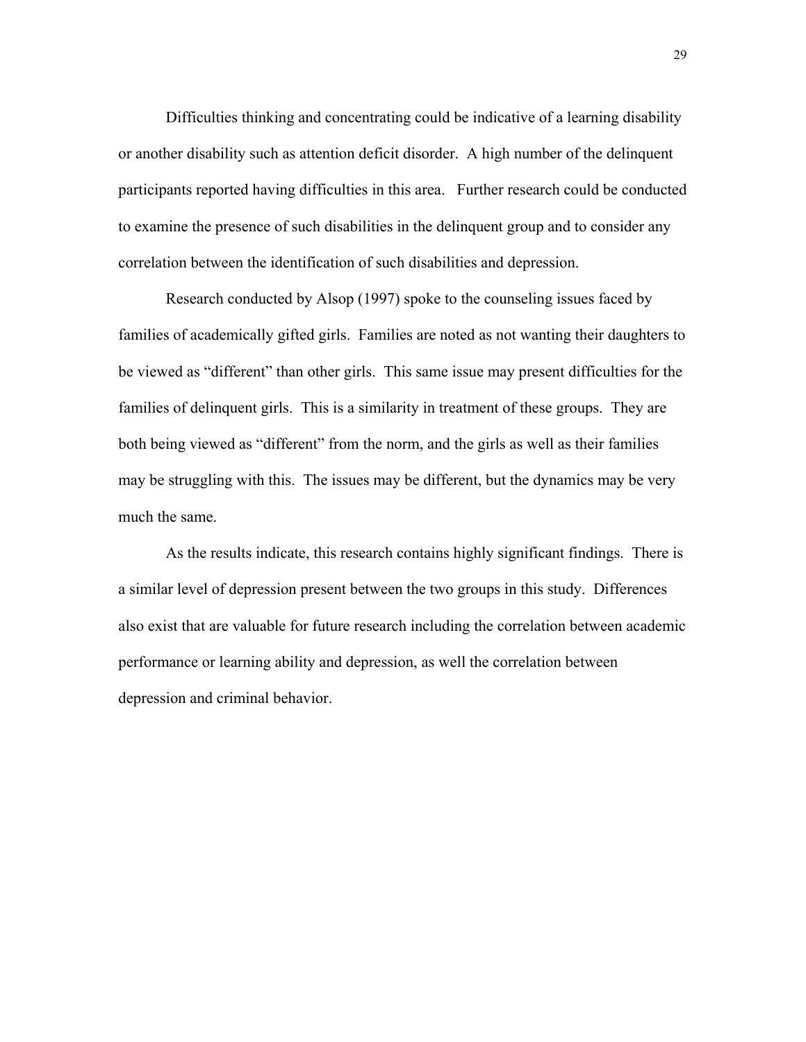Difficulties thinking and concentrating could be indicative of a learning disability or another disability such as attention deficit disorder. A high number of the delinquent participants reported having difficulties in this area. Further research could be conducted to examine the presence of such disabilities in the delinquent group and to consider any correlation between the identification of such disabilities and depression.

Research conducted by Alsop (1997) spoke to the counseling issues faced by families of academically gifted girls. Families are noted as not wanting their daughters to be viewed as "different" than other girls. This same issue may present difficulties for the families of delinquent girls. This is a similarity in treatment of these groups. They are both being viewed as "different" from the norm, and the girls as well as their families may be struggling with this. The issues may be different, but the dynamics may be very much the same.

As the results indicate, this research contains highly significant findings. There is a similar level of depression present between the two groups in this study. Differences also exist that are valuable for future research including the correlation between academic performance or learning ability and depression, as well the correlation between depression and criminal behavior.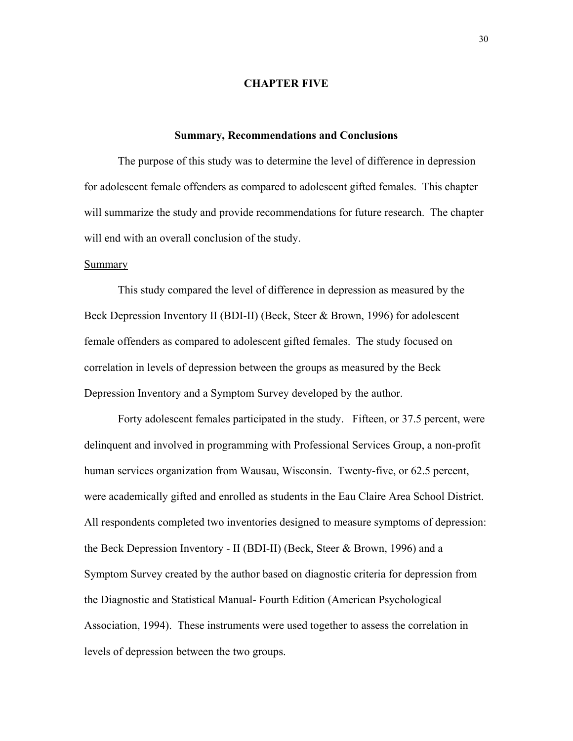# CHAPTER FIVE

## Summary, Recommendations and Conclusions

The purpose of this study was to determine the level of difference in depression for adolescent female offenders as compared to adolescent gifted females. This chapter will summarize the study and provide recommendations for future research. The chapter will end with an overall conclusion of the study.

### Summary

This study compared the level of difference in depression as measured by the Beck Depression Inventory II (BDI-II) (Beck, Steer & Brown, 1996) for adolescent female offenders as compared to adolescent gifted females. The study focused on correlation in levels of depression between the groups as measured by the Beck Depression Inventory and a Symptom Survey developed by the author.

Forty adolescent females participated in the study. Fifteen, or 37.5 percent, were delinquent and involved in programming with Professional Services Group, a non-profit human services organization from Wausau, Wisconsin. Twenty-five, or 62.5 percent, were academically gifted and enrolled as students in the Eau Claire Area School District. All respondents completed two inventories designed to measure symptoms of depression: the Beck Depression Inventory - II (BDI-II) (Beck, Steer & Brown, 1996) and a Symptom Survey created by the author based on diagnostic criteria for depression from the Diagnostic and Statistical Manual- Fourth Edition (American Psychological Association, 1994). These instruments were used together to assess the correlation in levels of depression between the two groups.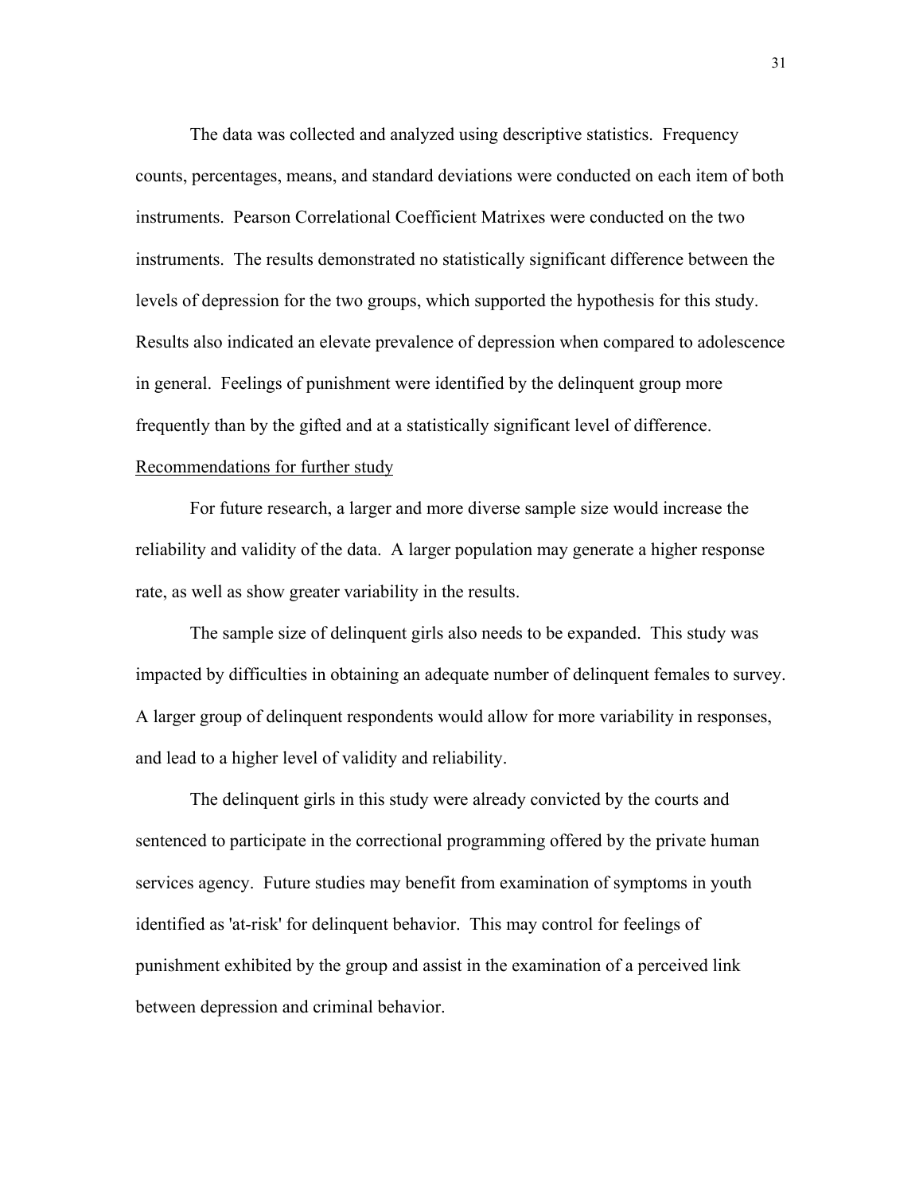The data was collected and analyzed using descriptive statistics. Frequency counts, percentages, means, and standard deviations were conducted on each item of both instruments. Pearson Correlational Coefficient Matrixes were conducted on the two instruments. The results demonstrated no statistically significant difference between the levels of depression for the two groups, which supported the hypothesis for this study. Results also indicated an elevate prevalence of depression when compared to adolescence in general. Feelings of punishment were identified by the delinquent group more frequently than by the gifted and at a statistically significant level of difference.

Recommendations for further study

For future research, a larger and more diverse sample size would increase the reliability and validity of the data. A larger population may generate a higher response rate, as well as show greater variability in the results.

The sample size of delinquent girls also needs to be expanded. This study was impacted by difficulties in obtaining an adequate number of delinquent females to survey. A larger group of delinquent respondents would allow for more variability in responses, and lead to a higher level of validity and reliability.

The delinquent girls in this study were already convicted by the courts and sentenced to participate in the correctional programming offered by the private human services agency. Future studies may benefit from examination of symptoms in youth identified as 'at-risk' for delinquent behavior. This may control for feelings of punishment exhibited by the group and assist in the examination of a perceived link between depression and criminal behavior.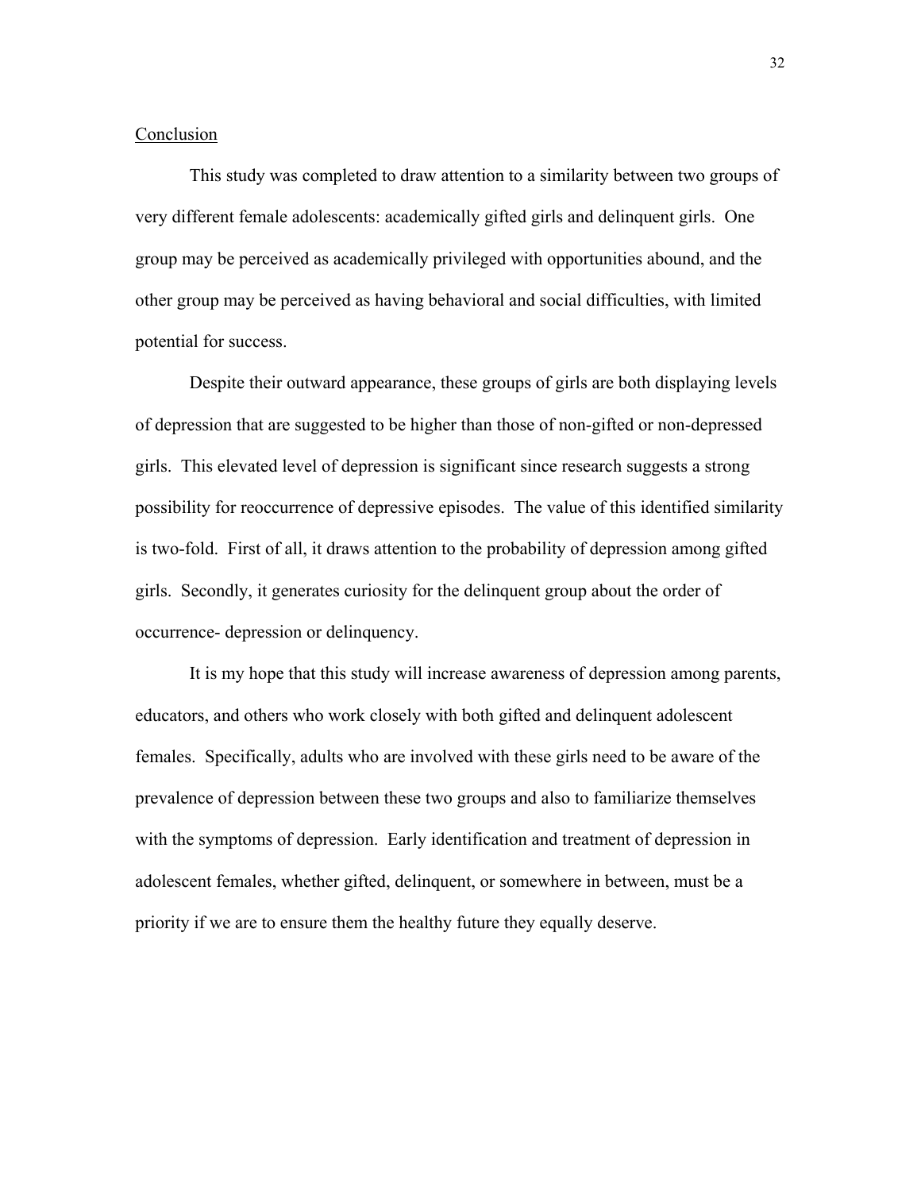## Conclusion

This study was completed to draw attention to a similarity between two groups of very different female adolescents: academically gifted girls and delinquent girls. One group may be perceived as academically privileged with opportunities abound, and the other group may be perceived as having behavioral and social difficulties, with limited potential for success.

Despite their outward appearance, these groups of girls are both displaying levels of depression that are suggested to be higher than those of non-gifted or non-depressed girls. This elevated level of depression is significant since research suggests a strong possibility for reoccurrence of depressive episodes. The value of this identified similarity is two-fold. First of all, it draws attention to the probability of depression among gifted girls. Secondly, it generates curiosity for the delinquent group about the order of occurrence- depression or delinquency.

It is my hope that this study will increase awareness of depression among parents, educators, and others who work closely with both gifted and delinquent adolescent females. Specifically, adults who are involved with these girls need to be aware of the prevalence of depression between these two groups and also to familiarize themselves with the symptoms of depression. Early identification and treatment of depression in adolescent females, whether gifted, delinquent, or somewhere in between, must be a priority if we are to ensure them the healthy future they equally deserve.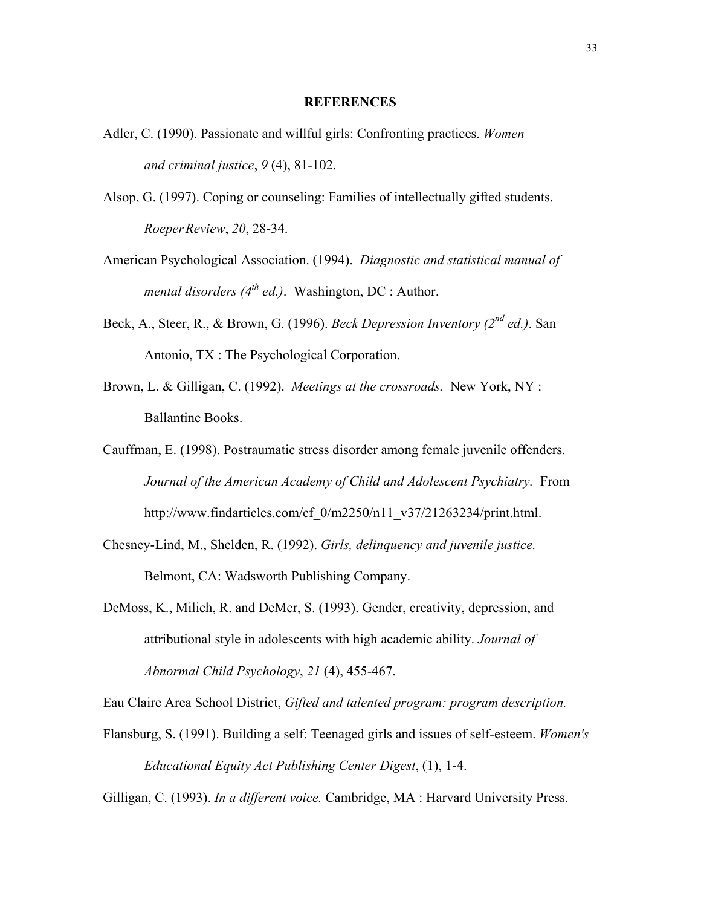# REFERENCES

Adler, C. (1990). Passionate and willful girls: Confronting practices. *Women and criminal justice*, *9* (4), 81-102.

Alsop, G. (1997). Coping or counseling: Families of intellectually gifted students. *RoeperReview*, *20*, 28-34.

American Psychological Association. (1994). *Diagnostic and statistical manual of mental disorders (4th ed.)*. Washington, DC : Author.

Beck, A., Steer, R., & Brown, G. (1996). *Beck Depression Inventory (2nd ed.)*. San Antonio, TX : The Psychological Corporation.

Brown, L. & Gilligan, C. (1992). *Meetings at the crossroads.* New York, NY : Ballantine Books.

Cauffman, E. (1998). Postraumatic stress disorder among female juvenile offenders. *Journal of the American Academy of Child and Adolescent Psychiatry.* From http://www.findarticles.com/cf_0/m2250/n11_v37/21263234/print.html.

Chesney-Lind, M., Shelden, R. (1992). *Girls, delinquency and juvenile justice.* Belmont, CA: Wadsworth Publishing Company.

DeMoss, K., Milich, R. and DeMer, S. (1993). Gender, creativity, depression, and attributional style in adolescents with high academic ability. *Journal of Abnormal Child Psychology*, *21* (4), 455-467.

Eau Claire Area School District, *Gifted and talented program: program description.*

Flansburg, S. (1991). Building a self: Teenaged girls and issues of self-esteem. *Women's Educational Equity Act Publishing Center Digest*, (1), 1-4.

Gilligan, C. (1993). *In a different voice.* Cambridge, MA : Harvard University Press.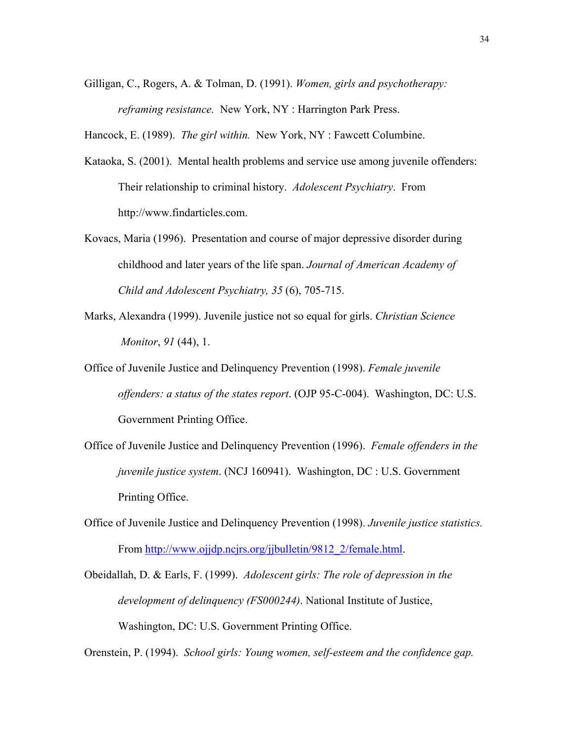Gilligan, C., Rogers, A. & Tolman, D. (1991). *Women, girls and psychotherapy: reframing resistance.* New York, NY : Harrington Park Press.

Hancock, E. (1989). *The girl within.* New York, NY : Fawcett Columbine.

Kataoka, S. (2001). Mental health problems and service use among juvenile offenders: Their relationship to criminal history. *Adolescent Psychiatry*. From http://www.findarticles.com.

Kovacs, Maria (1996). Presentation and course of major depressive disorder during childhood and later years of the life span. *Journal of American Academy of Child and Adolescent Psychiatry, 35* (6), 705-715.

Marks, Alexandra (1999). Juvenile justice not so equal for girls. *Christian Science Monitor*, *91* (44), 1.

Office of Juvenile Justice and Delinquency Prevention (1998). *Female juvenile offenders: a status of the states report*. (OJP 95-C-004). Washington, DC: U.S. Government Printing Office.

Office of Juvenile Justice and Delinquency Prevention (1996). *Female offenders in the juvenile justice system*. (NCJ 160941). Washington, DC : U.S. Government Printing Office.

Office of Juvenile Justice and Delinquency Prevention (1998). *Juvenile justice statistics.* From http://www.ojjdp.ncjrs.org/jjbulletin/9812_2/female.html.

Obeidallah, D. & Earls, F. (1999). *Adolescent girls: The role of depression in the development of delinquency (FS000244)*. National Institute of Justice, Washington, DC: U.S. Government Printing Office.

Orenstein, P. (1994). *School girls: Young women, self-esteem and the confidence gap.*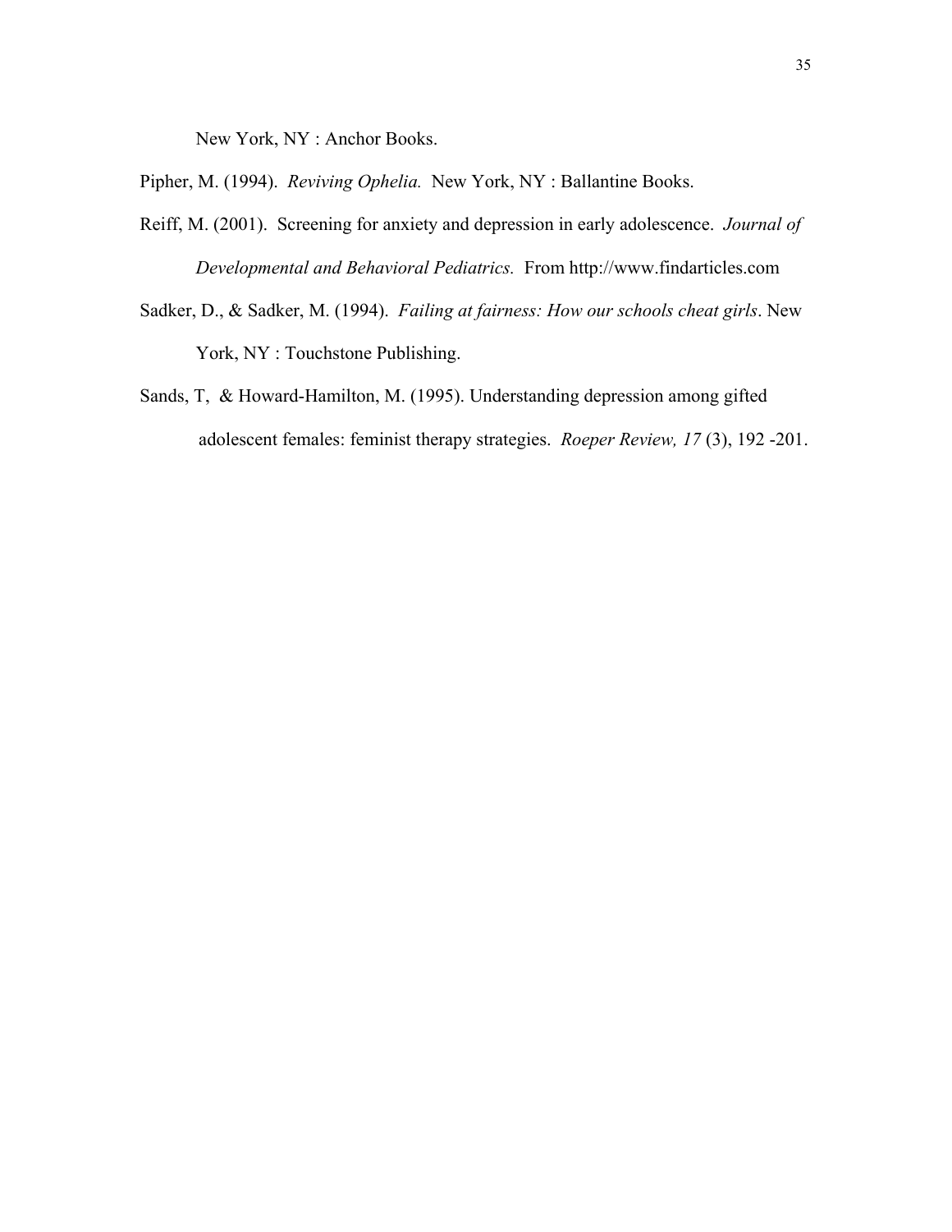New York, NY : Anchor Books.

Pipher, M. (1994). *Reviving Ophelia.* New York, NY : Ballantine Books.

Reiff, M. (2001). Screening for anxiety and depression in early adolescence. *Journal of Developmental and Behavioral Pediatrics.* From http://www.findarticles.com

Sadker, D., & Sadker, M. (1994). *Failing at fairness: How our schools cheat girls*. New York, NY : Touchstone Publishing.

Sands, T, & Howard-Hamilton, M. (1995). Understanding depression among gifted adolescent females: feminist therapy strategies. *Roeper Review, 17* (3), 192 -201.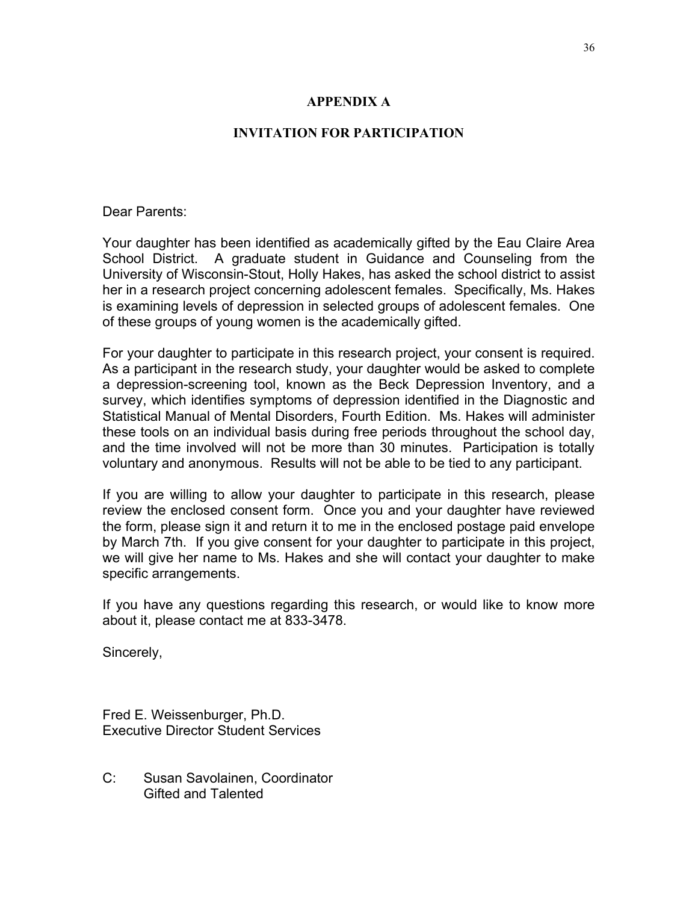## APPENDIX A

## INVITATION FOR PARTICIPATION

Dear Parents:

Your daughter has been identified as academically gifted by the Eau Claire Area School District. A graduate student in Guidance and Counseling from the University of Wisconsin-Stout, Holly Hakes, has asked the school district to assist her in a research project concerning adolescent females. Specifically, Ms. Hakes is examining levels of depression in selected groups of adolescent females. One of these groups of young women is the academically gifted.

For your daughter to participate in this research project, your consent is required. As a participant in the research study, your daughter would be asked to complete a depression-screening tool, known as the Beck Depression Inventory, and a survey, which identifies symptoms of depression identified in the Diagnostic and Statistical Manual of Mental Disorders, Fourth Edition. Ms. Hakes will administer these tools on an individual basis during free periods throughout the school day, and the time involved will not be more than 30 minutes. Participation is totally voluntary and anonymous. Results will not be able to be tied to any participant.

If you are willing to allow your daughter to participate in this research, please review the enclosed consent form. Once you and your daughter have reviewed the form, please sign it and return it to me in the enclosed postage paid envelope by March 7th. If you give consent for your daughter to participate in this project, we will give her name to Ms. Hakes and she will contact your daughter to make specific arrangements.

If you have any questions regarding this research, or would like to know more about it, please contact me at 833-3478.

Sincerely,

Fred E. Weissenburger, Ph.D.
Executive Director Student Services

C: Susan Savolainen, Coordinator
Gifted and Talented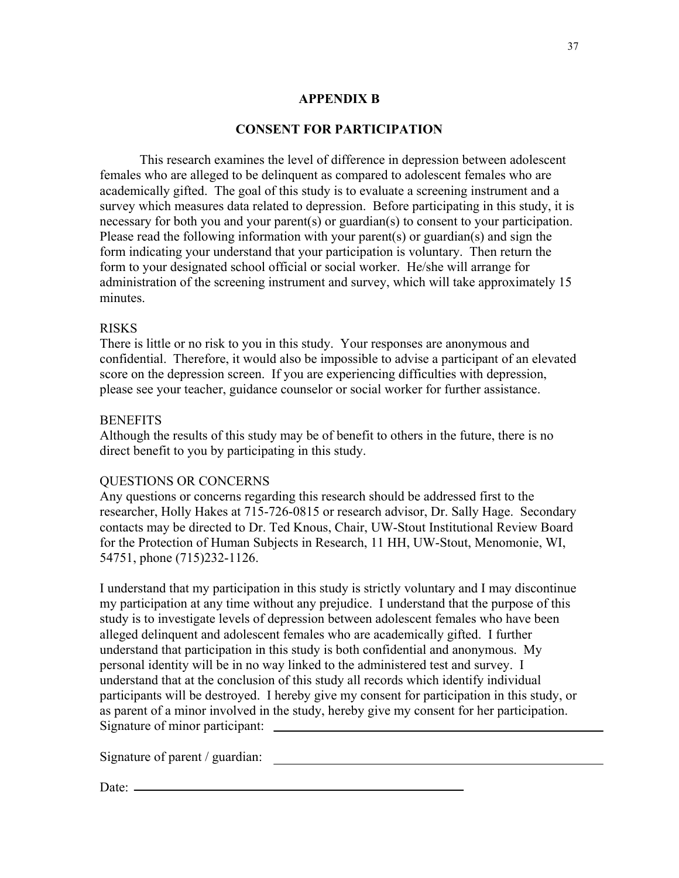## APPENDIX B

## CONSENT FOR PARTICIPATION

This research examines the level of difference in depression between adolescent females who are alleged to be delinquent as compared to adolescent females who are academically gifted. The goal of this study is to evaluate a screening instrument and a survey which measures data related to depression. Before participating in this study, it is necessary for both you and your parent(s) or guardian(s) to consent to your participation. Please read the following information with your parent(s) or guardian(s) and sign the form indicating your understand that your participation is voluntary. Then return the form to your designated school official or social worker. He/she will arrange for administration of the screening instrument and survey, which will take approximately 15 minutes.

RISKS
There is little or no risk to you in this study. Your responses are anonymous and confidential. Therefore, it would also be impossible to advise a participant of an elevated score on the depression screen. If you are experiencing difficulties with depression, please see your teacher, guidance counselor or social worker for further assistance.

BENEFITS
Although the results of this study may be of benefit to others in the future, there is no direct benefit to you by participating in this study.

QUESTIONS OR CONCERNS
Any questions or concerns regarding this research should be addressed first to the researcher, Holly Hakes at 715-726-0815 or research advisor, Dr. Sally Hage. Secondary contacts may be directed to Dr. Ted Knous, Chair, UW-Stout Institutional Review Board for the Protection of Human Subjects in Research, 11 HH, UW-Stout, Menomonie, WI, 54751, phone (715)232-1126.

I understand that my participation in this study is strictly voluntary and I may discontinue my participation at any time without any prejudice. I understand that the purpose of this study is to investigate levels of depression between adolescent females who have been alleged delinquent and adolescent females who are academically gifted. I further understand that participation in this study is both confidential and anonymous. My personal identity will be in no way linked to the administered test and survey. I understand that at the conclusion of this study all records which identify individual participants will be destroyed. I hereby give my consent for participation in this study, or as parent of a minor involved in the study, hereby give my consent for her participation.

Signature of minor participant: ______________________________________________

Signature of parent / guardian: ______________________________________________

Date: ______________________________________________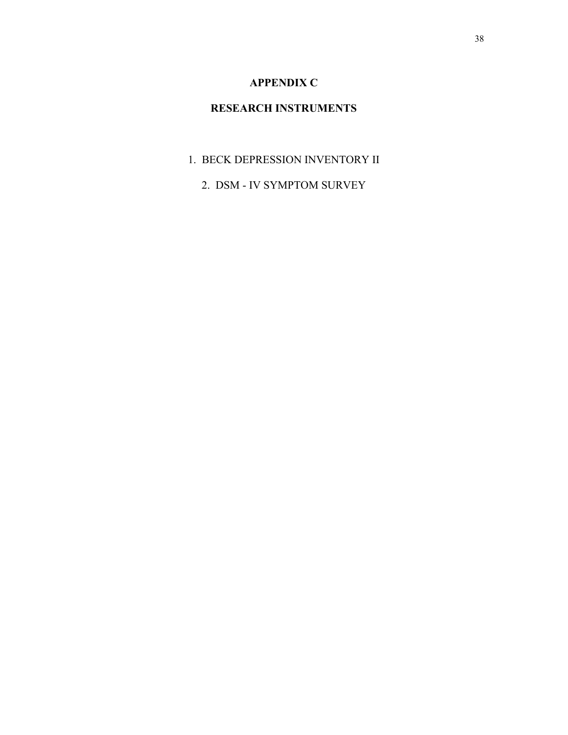# APPENDIX C

## RESEARCH INSTRUMENTS

1. BECK DEPRESSION INVENTORY II
2. DSM - IV SYMPTOM SURVEY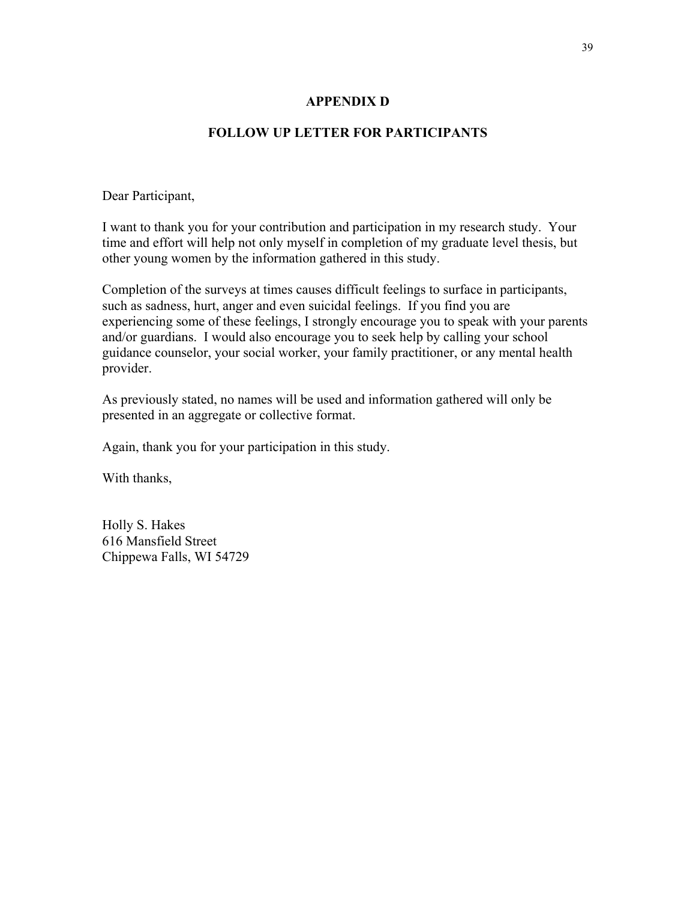# APPENDIX D

## FOLLOW UP LETTER FOR PARTICIPANTS

Dear Participant,

I want to thank you for your contribution and participation in my research study. Your time and effort will help not only myself in completion of my graduate level thesis, but other young women by the information gathered in this study.

Completion of the surveys at times causes difficult feelings to surface in participants, such as sadness, hurt, anger and even suicidal feelings. If you find you are experiencing some of these feelings, I strongly encourage you to speak with your parents and/or guardians. I would also encourage you to seek help by calling your school guidance counselor, your social worker, your family practitioner, or any mental health provider.

As previously stated, no names will be used and information gathered will only be presented in an aggregate or collective format.

Again, thank you for your participation in this study.

With thanks,

Holly S. Hakes
616 Mansfield Street
Chippewa Falls, WI 54729